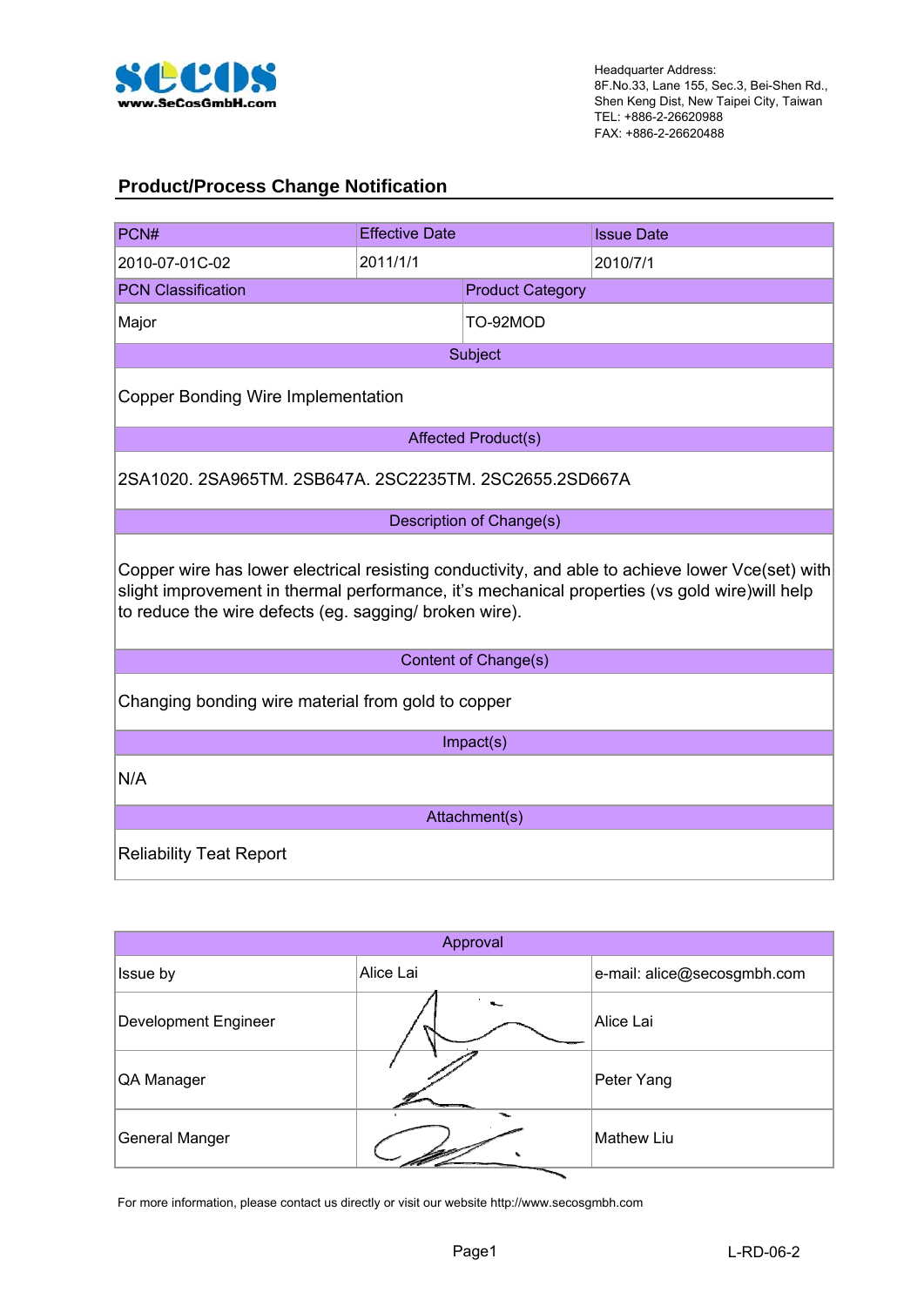secos
www.SeCosGmbH.com

Headquarter Address:
8F.No.33, Lane 155, Sec.3, Bei-Shen Rd.,
Shen Keng Dist, New Taipei City, Taiwan
TEL: +886-2-26620988
FAX: +886-2-26620488

## Product/Process Change Notification

| PCN# | Effective Date | Issue Date |
|---|---|---|
| 2010-07-01C-02 | 2011/1/1 | 2010/7/1 |

| PCN Classification | Product Category |
|---|---|
| Major | TO-92MOD |

| Subject |
|---|
| Copper Bonding Wire Implementation |

| Affected Product(s) |
|---|
| 2SA1020. 2SA965TM. 2SB647A. 2SC2235TM. 2SC2655.2SD667A |

| Description of Change(s) |
|---|
| Copper wire has lower electrical resisting conductivity, and able to achieve lower Vce(set) with slight improvement in thermal performance, it's mechanical properties (vs gold wire)will help to reduce the wire defects (eg. sagging/ broken wire). |

| Content of Change(s) |
|---|
| Changing bonding wire material from gold to copper |

| Impact(s) |
|---|
| N/A |

| Attachment(s) |
|---|
| Reliability Teat Report |

| Approval | | |
|---|---|---|
| Issue by | Alice Lai | e-mail: alice@secosgmbh.com |
| Development Engineer | | Alice Lai |
| QA Manager | | Peter Yang |
| General Manger | | Mathew Liu |

For more information, please contact us directly or visit our website http://www.secosgmbh.com

L-RD-06-2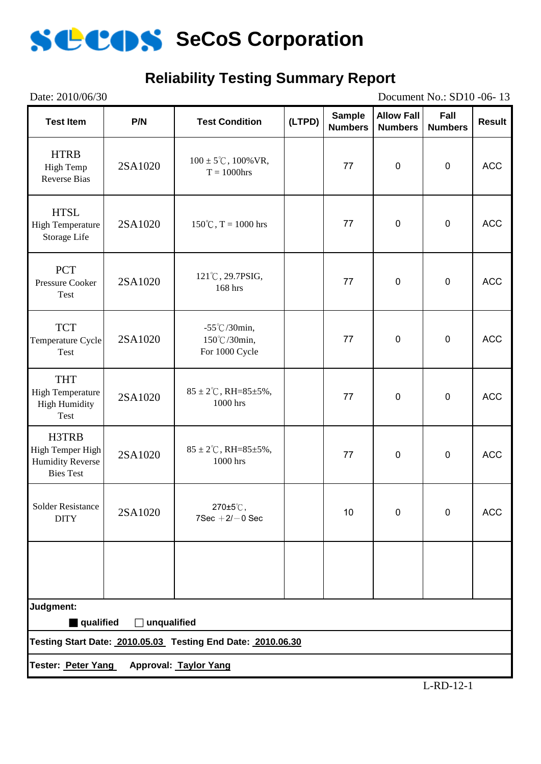# SeCoS Corporation

## Reliability Testing Summary Report

Date: 2010/06/30 | Document No.: SD10 -06- 13

| Test Item | P/N | Test Condition | (LTPD) | Sample Numbers | Allow Fall Numbers | Fall Numbers | Result |
|---|---|---|---|---|---|---|---|
| HTRB High Temp Reverse Bias | 2SA1020 | 100 ± 5℃, 100%VR, T = 1000hrs | | 77 | 0 | 0 | ACC |
| HTSL High Temperature Storage Life | 2SA1020 | 150℃, T = 1000 hrs | | 77 | 0 | 0 | ACC |
| PCT Pressure Cooker Test | 2SA1020 | 121℃, 29.7PSIG, 168 hrs | | 77 | 0 | 0 | ACC |
| TCT Temperature Cycle Test | 2SA1020 | -55℃/30min, 150℃/30min, For 1000 Cycle | | 77 | 0 | 0 | ACC |
| THT High Temperature High Humidity Test | 2SA1020 | 85 ± 2℃, RH=85±5%, 1000 hrs | | 77 | 0 | 0 | ACC |
| H3TRB High Temper High Humidity Reverse Bies Test | 2SA1020 | 85 ± 2℃, RH=85±5%, 1000 hrs | | 77 | 0 | 0 | ACC |
| Solder Resistance DITY | 2SA1020 | 270±5℃, 7Sec ＋2/－0 Sec | | 10 | 0 | 0 | ACC |
| | | | | | | | |

**Judgment:**

■ **qualified** □ **unqualified**

**Testing Start Date: 2010.05.03 Testing End Date: 2010.06.30**

**Tester: Peter Yang Approval: Taylor Yang**

L-RD-12-1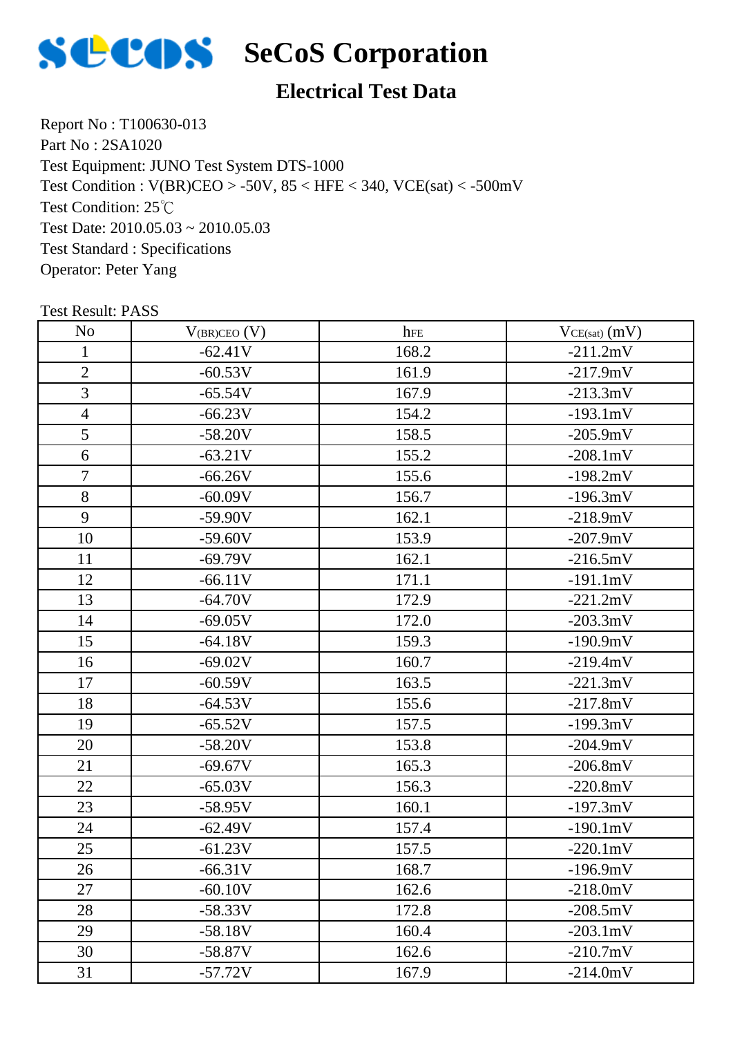# SeCoS Corporation

## Electrical Test Data

Report No : T100630-013
Part No : 2SA1020
Test Equipment: JUNO Test System DTS-1000
Test Condition : V(BR)CEO > -50V, 85 < HFE < 340, VCE(sat) < -500mV
Test Condition: 25℃
Test Date: 2010.05.03 ~ 2010.05.03
Test Standard : Specifications
Operator: Peter Yang

Test Result: PASS

| No | $V_{(BR)CEO}$ (V) | $h_{FE}$ | $V_{CE(sat)}$ (mV) |
|---|---|---|---|
| 1 | -62.41V | 168.2 | -211.2mV |
| 2 | -60.53V | 161.9 | -217.9mV |
| 3 | -65.54V | 167.9 | -213.3mV |
| 4 | -66.23V | 154.2 | -193.1mV |
| 5 | -58.20V | 158.5 | -205.9mV |
| 6 | -63.21V | 155.2 | -208.1mV |
| 7 | -66.26V | 155.6 | -198.2mV |
| 8 | -60.09V | 156.7 | -196.3mV |
| 9 | -59.90V | 162.1 | -218.9mV |
| 10 | -59.60V | 153.9 | -207.9mV |
| 11 | -69.79V | 162.1 | -216.5mV |
| 12 | -66.11V | 171.1 | -191.1mV |
| 13 | -64.70V | 172.9 | -221.2mV |
| 14 | -69.05V | 172.0 | -203.3mV |
| 15 | -64.18V | 159.3 | -190.9mV |
| 16 | -69.02V | 160.7 | -219.4mV |
| 17 | -60.59V | 163.5 | -221.3mV |
| 18 | -64.53V | 155.6 | -217.8mV |
| 19 | -65.52V | 157.5 | -199.3mV |
| 20 | -58.20V | 153.8 | -204.9mV |
| 21 | -69.67V | 165.3 | -206.8mV |
| 22 | -65.03V | 156.3 | -220.8mV |
| 23 | -58.95V | 160.1 | -197.3mV |
| 24 | -62.49V | 157.4 | -190.1mV |
| 25 | -61.23V | 157.5 | -220.1mV |
| 26 | -66.31V | 168.7 | -196.9mV |
| 27 | -60.10V | 162.6 | -218.0mV |
| 28 | -58.33V | 172.8 | -208.5mV |
| 29 | -58.18V | 160.4 | -203.1mV |
| 30 | -58.87V | 162.6 | -210.7mV |
| 31 | -57.72V | 167.9 | -214.0mV |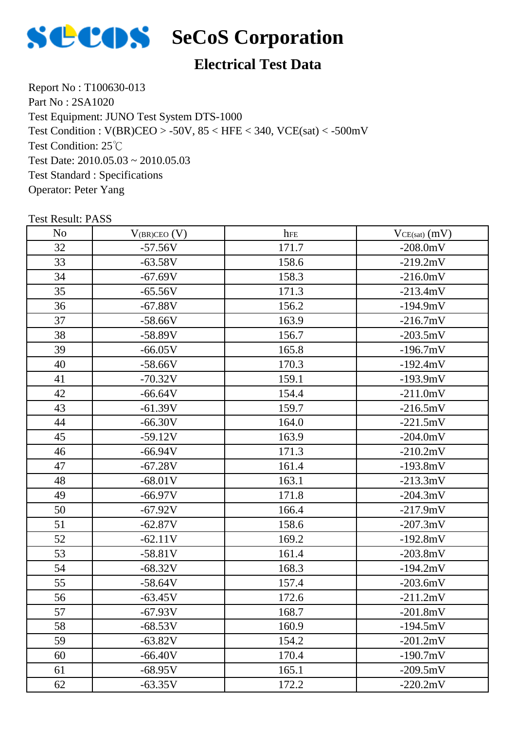# SeCoS Corporation

## Electrical Test Data

Report No : T100630-013
Part No : 2SA1020
Test Equipment: JUNO Test System DTS-1000
Test Condition : V(BR)CEO > -50V, 85 < HFE < 340, VCE(sat) < -500mV
Test Condition: 25℃
Test Date: 2010.05.03 ~ 2010.05.03
Test Standard : Specifications
Operator: Peter Yang

Test Result: PASS

| No | $V_{(BR)CEO}$ (V) | $h_{FE}$ | $V_{CE(sat)}$ (mV) |
|---|---|---|---|
| 32 | -57.56V | 171.7 | -208.0mV |
| 33 | -63.58V | 158.6 | -219.2mV |
| 34 | -67.69V | 158.3 | -216.0mV |
| 35 | -65.56V | 171.3 | -213.4mV |
| 36 | -67.88V | 156.2 | -194.9mV |
| 37 | -58.66V | 163.9 | -216.7mV |
| 38 | -58.89V | 156.7 | -203.5mV |
| 39 | -66.05V | 165.8 | -196.7mV |
| 40 | -58.66V | 170.3 | -192.4mV |
| 41 | -70.32V | 159.1 | -193.9mV |
| 42 | -66.64V | 154.4 | -211.0mV |
| 43 | -61.39V | 159.7 | -216.5mV |
| 44 | -66.30V | 164.0 | -221.5mV |
| 45 | -59.12V | 163.9 | -204.0mV |
| 46 | -66.94V | 171.3 | -210.2mV |
| 47 | -67.28V | 161.4 | -193.8mV |
| 48 | -68.01V | 163.1 | -213.3mV |
| 49 | -66.97V | 171.8 | -204.3mV |
| 50 | -67.92V | 166.4 | -217.9mV |
| 51 | -62.87V | 158.6 | -207.3mV |
| 52 | -62.11V | 169.2 | -192.8mV |
| 53 | -58.81V | 161.4 | -203.8mV |
| 54 | -68.32V | 168.3 | -194.2mV |
| 55 | -58.64V | 157.4 | -203.6mV |
| 56 | -63.45V | 172.6 | -211.2mV |
| 57 | -67.93V | 168.7 | -201.8mV |
| 58 | -68.53V | 160.9 | -194.5mV |
| 59 | -63.82V | 154.2 | -201.2mV |
| 60 | -66.40V | 170.4 | -190.7mV |
| 61 | -68.95V | 165.1 | -209.5mV |
| 62 | -63.35V | 172.2 | -220.2mV |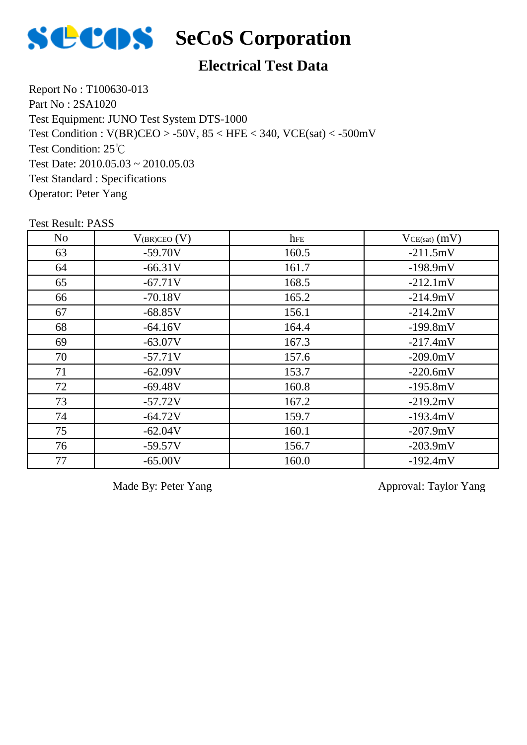# SeCoS Corporation

## Electrical Test Data

Report No : T100630-013
Part No : 2SA1020
Test Equipment: JUNO Test System DTS-1000
Test Condition : V(BR)CEO > -50V, 85 < HFE < 340, VCE(sat) < -500mV
Test Condition: 25℃
Test Date: 2010.05.03 ~ 2010.05.03
Test Standard : Specifications
Operator: Peter Yang

Test Result: PASS

| No | $V_{(BR)CEO}$ (V) | $h_{FE}$ | $V_{CE(sat)}$ (mV) |
|---|---|---|---|
| 63 | -59.70V | 160.5 | -211.5mV |
| 64 | -66.31V | 161.7 | -198.9mV |
| 65 | -67.71V | 168.5 | -212.1mV |
| 66 | -70.18V | 165.2 | -214.9mV |
| 67 | -68.85V | 156.1 | -214.2mV |
| 68 | -64.16V | 164.4 | -199.8mV |
| 69 | -63.07V | 167.3 | -217.4mV |
| 70 | -57.71V | 157.6 | -209.0mV |
| 71 | -62.09V | 153.7 | -220.6mV |
| 72 | -69.48V | 160.8 | -195.8mV |
| 73 | -57.72V | 167.2 | -219.2mV |
| 74 | -64.72V | 159.7 | -193.4mV |
| 75 | -62.04V | 160.1 | -207.9mV |
| 76 | -59.57V | 156.7 | -203.9mV |
| 77 | -65.00V | 160.0 | -192.4mV |

Made By: Peter Yang

Approval: Taylor Yang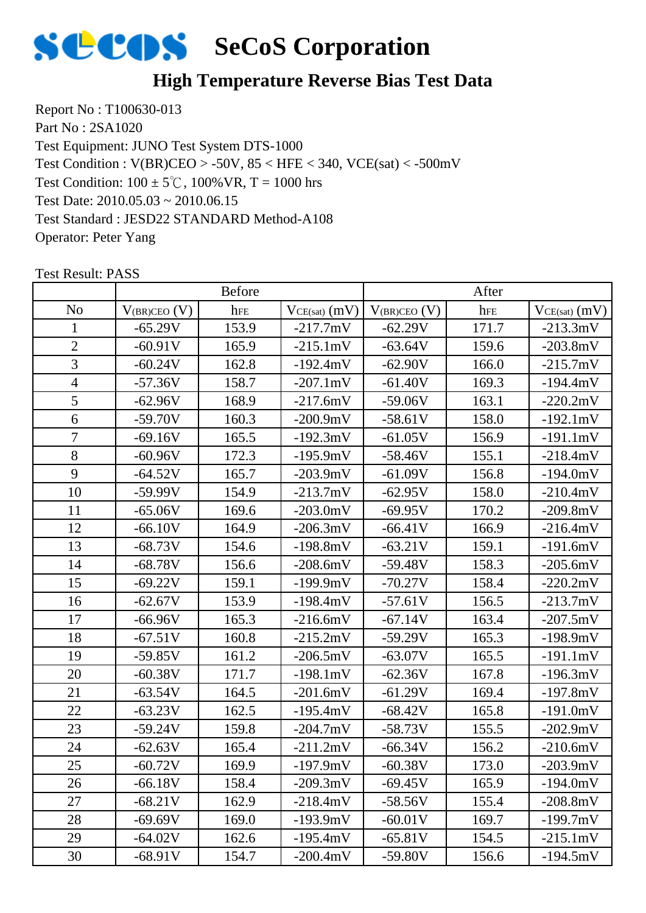# SeCoS Corporation

## High Temperature Reverse Bias Test Data

Report No : T100630-013
Part No : 2SA1020
Test Equipment: JUNO Test System DTS-1000
Test Condition : V(BR)CEO > -50V, 85 < HFE < 340, VCE(sat) < -500mV
Test Condition: 100 ± 5℃, 100%VR, T = 1000 hrs
Test Date: 2010.05.03 ~ 2010.06.15
Test Standard : JESD22 STANDARD Method-A108
Operator: Peter Yang

Test Result: PASS

| | Before | | | After | | |
|---|---|---|---|---|---|---|
| No | $V_{(BR)CEO}$ (V) | $h_{FE}$ | $V_{CE(sat)}$ (mV) | $V_{(BR)CEO}$ (V) | $h_{FE}$ | $V_{CE(sat)}$ (mV) |
| 1 | -65.29V | 153.9 | -217.7mV | -62.29V | 171.7 | -213.3mV |
| 2 | -60.91V | 165.9 | -215.1mV | -63.64V | 159.6 | -203.8mV |
| 3 | -60.24V | 162.8 | -192.4mV | -62.90V | 166.0 | -215.7mV |
| 4 | -57.36V | 158.7 | -207.1mV | -61.40V | 169.3 | -194.4mV |
| 5 | -62.96V | 168.9 | -217.6mV | -59.06V | 163.1 | -220.2mV |
| 6 | -59.70V | 160.3 | -200.9mV | -58.61V | 158.0 | -192.1mV |
| 7 | -69.16V | 165.5 | -192.3mV | -61.05V | 156.9 | -191.1mV |
| 8 | -60.96V | 172.3 | -195.9mV | -58.46V | 155.1 | -218.4mV |
| 9 | -64.52V | 165.7 | -203.9mV | -61.09V | 156.8 | -194.0mV |
| 10 | -59.99V | 154.9 | -213.7mV | -62.95V | 158.0 | -210.4mV |
| 11 | -65.06V | 169.6 | -203.0mV | -69.95V | 170.2 | -209.8mV |
| 12 | -66.10V | 164.9 | -206.3mV | -66.41V | 166.9 | -216.4mV |
| 13 | -68.73V | 154.6 | -198.8mV | -63.21V | 159.1 | -191.6mV |
| 14 | -68.78V | 156.6 | -208.6mV | -59.48V | 158.3 | -205.6mV |
| 15 | -69.22V | 159.1 | -199.9mV | -70.27V | 158.4 | -220.2mV |
| 16 | -62.67V | 153.9 | -198.4mV | -57.61V | 156.5 | -213.7mV |
| 17 | -66.96V | 165.3 | -216.6mV | -67.14V | 163.4 | -207.5mV |
| 18 | -67.51V | 160.8 | -215.2mV | -59.29V | 165.3 | -198.9mV |
| 19 | -59.85V | 161.2 | -206.5mV | -63.07V | 165.5 | -191.1mV |
| 20 | -60.38V | 171.7 | -198.1mV | -62.36V | 167.8 | -196.3mV |
| 21 | -63.54V | 164.5 | -201.6mV | -61.29V | 169.4 | -197.8mV |
| 22 | -63.23V | 162.5 | -195.4mV | -68.42V | 165.8 | -191.0mV |
| 23 | -59.24V | 159.8 | -204.7mV | -58.73V | 155.5 | -202.9mV |
| 24 | -62.63V | 165.4 | -211.2mV | -66.34V | 156.2 | -210.6mV |
| 25 | -60.72V | 169.9 | -197.9mV | -60.38V | 173.0 | -203.9mV |
| 26 | -66.18V | 158.4 | -209.3mV | -69.45V | 165.9 | -194.0mV |
| 27 | -68.21V | 162.9 | -218.4mV | -58.56V | 155.4 | -208.8mV |
| 28 | -69.69V | 169.0 | -193.9mV | -60.01V | 169.7 | -199.7mV |
| 29 | -64.02V | 162.6 | -195.4mV | -65.81V | 154.5 | -215.1mV |
| 30 | -68.91V | 154.7 | -200.4mV | -59.80V | 156.6 | -194.5mV |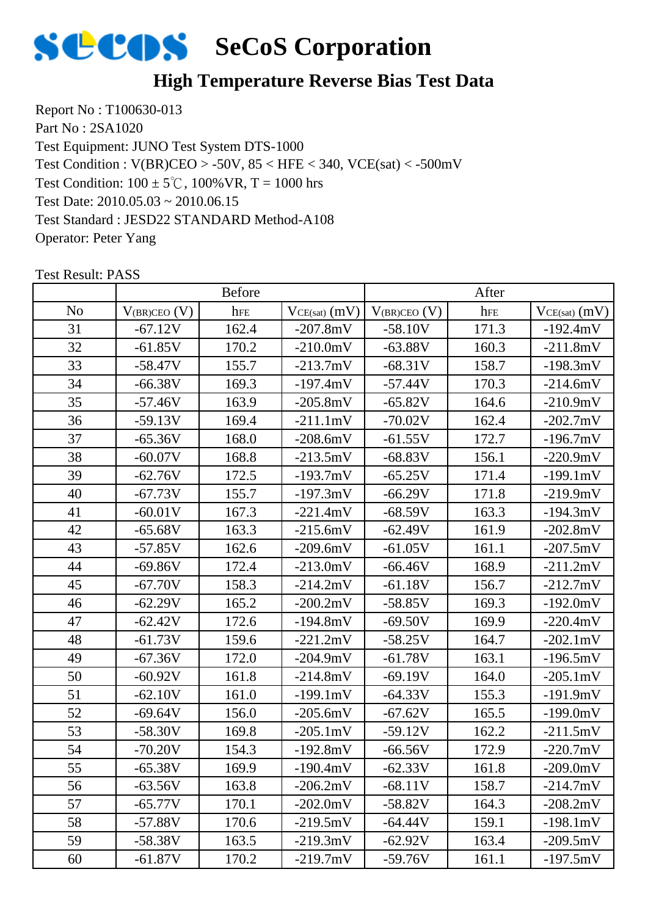# SeCoS Corporation

## High Temperature Reverse Bias Test Data

Report No : T100630-013
Part No : 2SA1020
Test Equipment: JUNO Test System DTS-1000
Test Condition : V(BR)CEO > -50V, 85 < HFE < 340, VCE(sat) < -500mV
Test Condition: 100 ± 5℃, 100%VR, T = 1000 hrs
Test Date: 2010.05.03 ~ 2010.06.15
Test Standard : JESD22 STANDARD Method-A108
Operator: Peter Yang

Test Result: PASS

| | Before | | | After | | |
|---|---|---|---|---|---|---|
| No | $V_{(BR)CEO}$ (V) | $h_{FE}$ | $V_{CE(sat)}$ (mV) | $V_{(BR)CEO}$ (V) | $h_{FE}$ | $V_{CE(sat)}$ (mV) |
| 31 | -67.12V | 162.4 | -207.8mV | -58.10V | 171.3 | -192.4mV |
| 32 | -61.85V | 170.2 | -210.0mV | -63.88V | 160.3 | -211.8mV |
| 33 | -58.47V | 155.7 | -213.7mV | -68.31V | 158.7 | -198.3mV |
| 34 | -66.38V | 169.3 | -197.4mV | -57.44V | 170.3 | -214.6mV |
| 35 | -57.46V | 163.9 | -205.8mV | -65.82V | 164.6 | -210.9mV |
| 36 | -59.13V | 169.4 | -211.1mV | -70.02V | 162.4 | -202.7mV |
| 37 | -65.36V | 168.0 | -208.6mV | -61.55V | 172.7 | -196.7mV |
| 38 | -60.07V | 168.8 | -213.5mV | -68.83V | 156.1 | -220.9mV |
| 39 | -62.76V | 172.5 | -193.7mV | -65.25V | 171.4 | -199.1mV |
| 40 | -67.73V | 155.7 | -197.3mV | -66.29V | 171.8 | -219.9mV |
| 41 | -60.01V | 167.3 | -221.4mV | -68.59V | 163.3 | -194.3mV |
| 42 | -65.68V | 163.3 | -215.6mV | -62.49V | 161.9 | -202.8mV |
| 43 | -57.85V | 162.6 | -209.6mV | -61.05V | 161.1 | -207.5mV |
| 44 | -69.86V | 172.4 | -213.0mV | -66.46V | 168.9 | -211.2mV |
| 45 | -67.70V | 158.3 | -214.2mV | -61.18V | 156.7 | -212.7mV |
| 46 | -62.29V | 165.2 | -200.2mV | -58.85V | 169.3 | -192.0mV |
| 47 | -62.42V | 172.6 | -194.8mV | -69.50V | 169.9 | -220.4mV |
| 48 | -61.73V | 159.6 | -221.2mV | -58.25V | 164.7 | -202.1mV |
| 49 | -67.36V | 172.0 | -204.9mV | -61.78V | 163.1 | -196.5mV |
| 50 | -60.92V | 161.8 | -214.8mV | -69.19V | 164.0 | -205.1mV |
| 51 | -62.10V | 161.0 | -199.1mV | -64.33V | 155.3 | -191.9mV |
| 52 | -69.64V | 156.0 | -205.6mV | -67.62V | 165.5 | -199.0mV |
| 53 | -58.30V | 169.8 | -205.1mV | -59.12V | 162.2 | -211.5mV |
| 54 | -70.20V | 154.3 | -192.8mV | -66.56V | 172.9 | -220.7mV |
| 55 | -65.38V | 169.9 | -190.4mV | -62.33V | 161.8 | -209.0mV |
| 56 | -63.56V | 163.8 | -206.2mV | -68.11V | 158.7 | -214.7mV |
| 57 | -65.77V | 170.1 | -202.0mV | -58.82V | 164.3 | -208.2mV |
| 58 | -57.88V | 170.6 | -219.5mV | -64.44V | 159.1 | -198.1mV |
| 59 | -58.38V | 163.5 | -219.3mV | -62.92V | 163.4 | -209.5mV |
| 60 | -61.87V | 170.2 | -219.7mV | -59.76V | 161.1 | -197.5mV |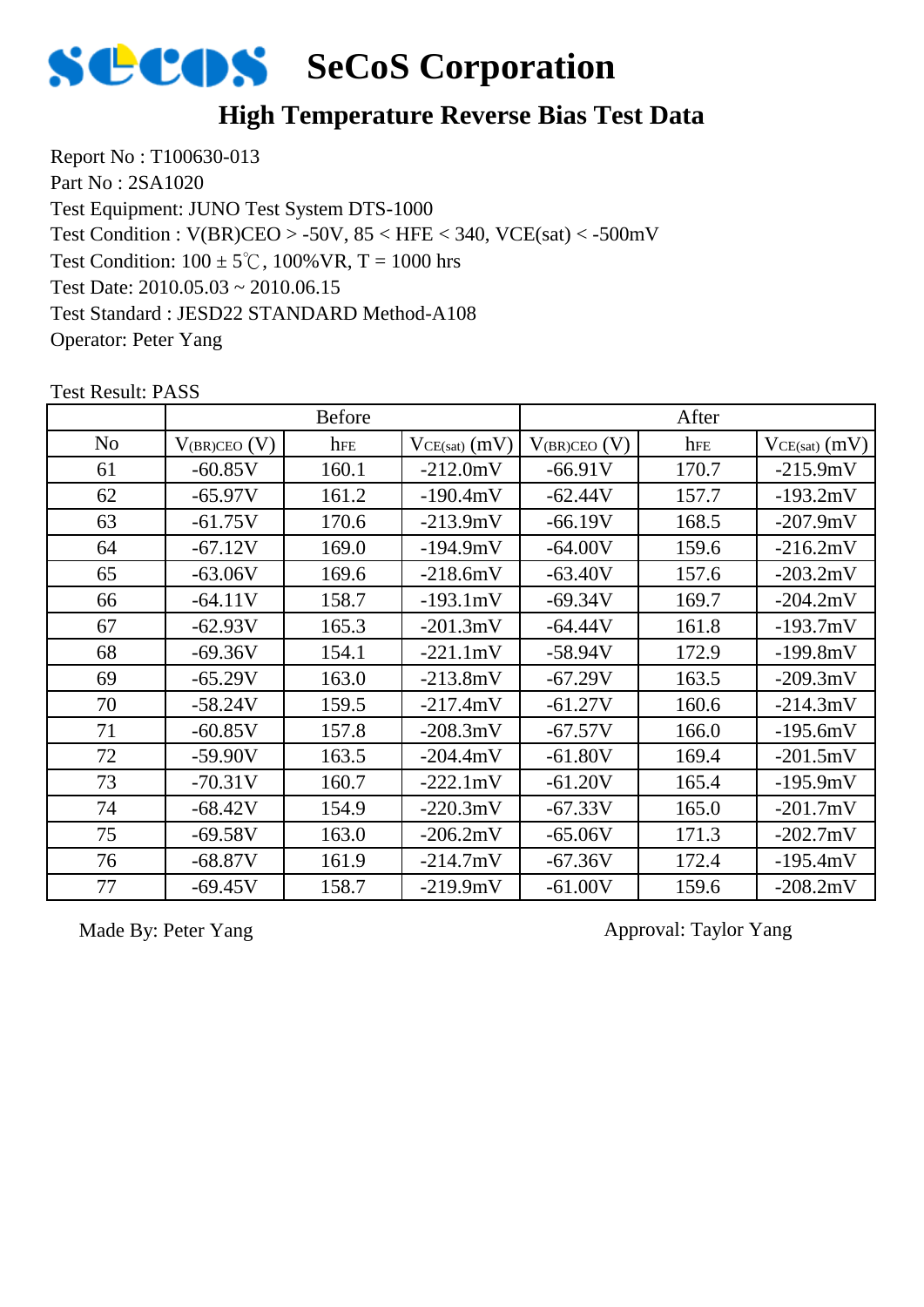# SeCoS Corporation

## High Temperature Reverse Bias Test Data

Report No : T100630-013
Part No : 2SA1020
Test Equipment: JUNO Test System DTS-1000
Test Condition : V(BR)CEO > -50V, 85 < HFE < 340, VCE(sat) < -500mV
Test Condition: 100 ± 5℃, 100%VR, T = 1000 hrs
Test Date: 2010.05.03 ~ 2010.06.15
Test Standard : JESD22 STANDARD Method-A108
Operator: Peter Yang

Test Result: PASS

| | Before | | | After | | |
|---|---|---|---|---|---|---|
| No | $V_{(BR)CEO}$ (V) | $h_{FE}$ | $V_{CE(sat)}$ (mV) | $V_{(BR)CEO}$ (V) | $h_{FE}$ | $V_{CE(sat)}$ (mV) |
| 61 | -60.85V | 160.1 | -212.0mV | -66.91V | 170.7 | -215.9mV |
| 62 | -65.97V | 161.2 | -190.4mV | -62.44V | 157.7 | -193.2mV |
| 63 | -61.75V | 170.6 | -213.9mV | -66.19V | 168.5 | -207.9mV |
| 64 | -67.12V | 169.0 | -194.9mV | -64.00V | 159.6 | -216.2mV |
| 65 | -63.06V | 169.6 | -218.6mV | -63.40V | 157.6 | -203.2mV |
| 66 | -64.11V | 158.7 | -193.1mV | -69.34V | 169.7 | -204.2mV |
| 67 | -62.93V | 165.3 | -201.3mV | -64.44V | 161.8 | -193.7mV |
| 68 | -69.36V | 154.1 | -221.1mV | -58.94V | 172.9 | -199.8mV |
| 69 | -65.29V | 163.0 | -213.8mV | -67.29V | 163.5 | -209.3mV |
| 70 | -58.24V | 159.5 | -217.4mV | -61.27V | 160.6 | -214.3mV |
| 71 | -60.85V | 157.8 | -208.3mV | -67.57V | 166.0 | -195.6mV |
| 72 | -59.90V | 163.5 | -204.4mV | -61.80V | 169.4 | -201.5mV |
| 73 | -70.31V | 160.7 | -222.1mV | -61.20V | 165.4 | -195.9mV |
| 74 | -68.42V | 154.9 | -220.3mV | -67.33V | 165.0 | -201.7mV |
| 75 | -69.58V | 163.0 | -206.2mV | -65.06V | 171.3 | -202.7mV |
| 76 | -68.87V | 161.9 | -214.7mV | -67.36V | 172.4 | -195.4mV |
| 77 | -69.45V | 158.7 | -219.9mV | -61.00V | 159.6 | -208.2mV |

Made By: Peter Yang　　　　　　　　　　Approval: Taylor Yang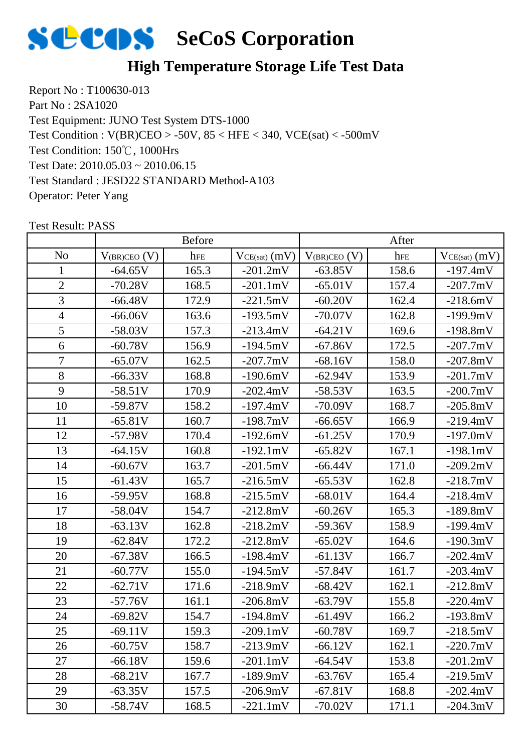# SeCoS Corporation

## High Temperature Storage Life Test Data

Report No : T100630-013
Part No : 2SA1020
Test Equipment: JUNO Test System DTS-1000
Test Condition : V(BR)CEO > -50V, 85 < HFE < 340, VCE(sat) < -500mV
Test Condition: 150℃, 1000Hrs
Test Date: 2010.05.03 ~ 2010.06.15
Test Standard : JESD22 STANDARD Method-A103
Operator: Peter Yang

Test Result: PASS

| | Before | | | After | | |
|---|---|---|---|---|---|---|
| No | $V_{(BR)CEO}$ (V) | $h_{FE}$ | $V_{CE(sat)}$ (mV) | $V_{(BR)CEO}$ (V) | $h_{FE}$ | $V_{CE(sat)}$ (mV) |
| 1 | -64.65V | 165.3 | -201.2mV | -63.85V | 158.6 | -197.4mV |
| 2 | -70.28V | 168.5 | -201.1mV | -65.01V | 157.4 | -207.7mV |
| 3 | -66.48V | 172.9 | -221.5mV | -60.20V | 162.4 | -218.6mV |
| 4 | -66.06V | 163.6 | -193.5mV | -70.07V | 162.8 | -199.9mV |
| 5 | -58.03V | 157.3 | -213.4mV | -64.21V | 169.6 | -198.8mV |
| 6 | -60.78V | 156.9 | -194.5mV | -67.86V | 172.5 | -207.7mV |
| 7 | -65.07V | 162.5 | -207.7mV | -68.16V | 158.0 | -207.8mV |
| 8 | -66.33V | 168.8 | -190.6mV | -62.94V | 153.9 | -201.7mV |
| 9 | -58.51V | 170.9 | -202.4mV | -58.53V | 163.5 | -200.7mV |
| 10 | -59.87V | 158.2 | -197.4mV | -70.09V | 168.7 | -205.8mV |
| 11 | -65.81V | 160.7 | -198.7mV | -66.65V | 166.9 | -219.4mV |
| 12 | -57.98V | 170.4 | -192.6mV | -61.25V | 170.9 | -197.0mV |
| 13 | -64.15V | 160.8 | -192.1mV | -65.82V | 167.1 | -198.1mV |
| 14 | -60.67V | 163.7 | -201.5mV | -66.44V | 171.0 | -209.2mV |
| 15 | -61.43V | 165.7 | -216.5mV | -65.53V | 162.8 | -218.7mV |
| 16 | -59.95V | 168.8 | -215.5mV | -68.01V | 164.4 | -218.4mV |
| 17 | -58.04V | 154.7 | -212.8mV | -60.26V | 165.3 | -189.8mV |
| 18 | -63.13V | 162.8 | -218.2mV | -59.36V | 158.9 | -199.4mV |
| 19 | -62.84V | 172.2 | -212.8mV | -65.02V | 164.6 | -190.3mV |
| 20 | -67.38V | 166.5 | -198.4mV | -61.13V | 166.7 | -202.4mV |
| 21 | -60.77V | 155.0 | -194.5mV | -57.84V | 161.7 | -203.4mV |
| 22 | -62.71V | 171.6 | -218.9mV | -68.42V | 162.1 | -212.8mV |
| 23 | -57.76V | 161.1 | -206.8mV | -63.79V | 155.8 | -220.4mV |
| 24 | -69.82V | 154.7 | -194.8mV | -61.49V | 166.2 | -193.8mV |
| 25 | -69.11V | 159.3 | -209.1mV | -60.78V | 169.7 | -218.5mV |
| 26 | -60.75V | 158.7 | -213.9mV | -66.12V | 162.1 | -220.7mV |
| 27 | -66.18V | 159.6 | -201.1mV | -64.54V | 153.8 | -201.2mV |
| 28 | -68.21V | 167.7 | -189.9mV | -63.76V | 165.4 | -219.5mV |
| 29 | -63.35V | 157.5 | -206.9mV | -67.81V | 168.8 | -202.4mV |
| 30 | -58.74V | 168.5 | -221.1mV | -70.02V | 171.1 | -204.3mV |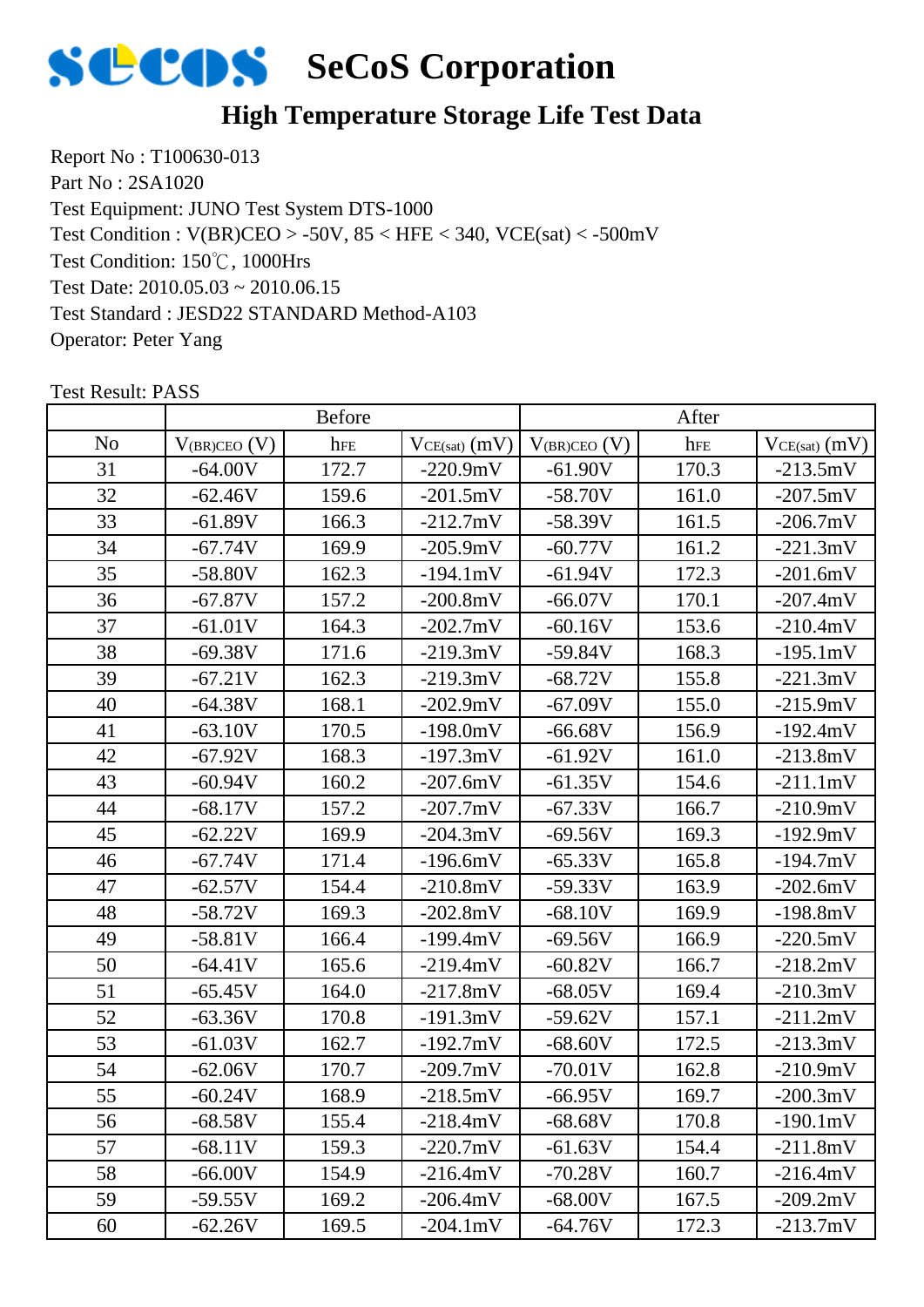# SeCoS Corporation

## High Temperature Storage Life Test Data

Report No : T100630-013
Part No : 2SA1020
Test Equipment: JUNO Test System DTS-1000
Test Condition : V(BR)CEO > -50V, 85 < HFE < 340, VCE(sat) < -500mV
Test Condition: 150℃, 1000Hrs
Test Date: 2010.05.03 ~ 2010.06.15
Test Standard : JESD22 STANDARD Method-A103
Operator: Peter Yang

Test Result: PASS

| | Before | | | After | | |
|---|---|---|---|---|---|---|
| No | $V_{(BR)CEO}$ (V) | $h_{FE}$ | $V_{CE(sat)}$ (mV) | $V_{(BR)CEO}$ (V) | $h_{FE}$ | $V_{CE(sat)}$ (mV) |
| 31 | -64.00V | 172.7 | -220.9mV | -61.90V | 170.3 | -213.5mV |
| 32 | -62.46V | 159.6 | -201.5mV | -58.70V | 161.0 | -207.5mV |
| 33 | -61.89V | 166.3 | -212.7mV | -58.39V | 161.5 | -206.7mV |
| 34 | -67.74V | 169.9 | -205.9mV | -60.77V | 161.2 | -221.3mV |
| 35 | -58.80V | 162.3 | -194.1mV | -61.94V | 172.3 | -201.6mV |
| 36 | -67.87V | 157.2 | -200.8mV | -66.07V | 170.1 | -207.4mV |
| 37 | -61.01V | 164.3 | -202.7mV | -60.16V | 153.6 | -210.4mV |
| 38 | -69.38V | 171.6 | -219.3mV | -59.84V | 168.3 | -195.1mV |
| 39 | -67.21V | 162.3 | -219.3mV | -68.72V | 155.8 | -221.3mV |
| 40 | -64.38V | 168.1 | -202.9mV | -67.09V | 155.0 | -215.9mV |
| 41 | -63.10V | 170.5 | -198.0mV | -66.68V | 156.9 | -192.4mV |
| 42 | -67.92V | 168.3 | -197.3mV | -61.92V | 161.0 | -213.8mV |
| 43 | -60.94V | 160.2 | -207.6mV | -61.35V | 154.6 | -211.1mV |
| 44 | -68.17V | 157.2 | -207.7mV | -67.33V | 166.7 | -210.9mV |
| 45 | -62.22V | 169.9 | -204.3mV | -69.56V | 169.3 | -192.9mV |
| 46 | -67.74V | 171.4 | -196.6mV | -65.33V | 165.8 | -194.7mV |
| 47 | -62.57V | 154.4 | -210.8mV | -59.33V | 163.9 | -202.6mV |
| 48 | -58.72V | 169.3 | -202.8mV | -68.10V | 169.9 | -198.8mV |
| 49 | -58.81V | 166.4 | -199.4mV | -69.56V | 166.9 | -220.5mV |
| 50 | -64.41V | 165.6 | -219.4mV | -60.82V | 166.7 | -218.2mV |
| 51 | -65.45V | 164.0 | -217.8mV | -68.05V | 169.4 | -210.3mV |
| 52 | -63.36V | 170.8 | -191.3mV | -59.62V | 157.1 | -211.2mV |
| 53 | -61.03V | 162.7 | -192.7mV | -68.60V | 172.5 | -213.3mV |
| 54 | -62.06V | 170.7 | -209.7mV | -70.01V | 162.8 | -210.9mV |
| 55 | -60.24V | 168.9 | -218.5mV | -66.95V | 169.7 | -200.3mV |
| 56 | -68.58V | 155.4 | -218.4mV | -68.68V | 170.8 | -190.1mV |
| 57 | -68.11V | 159.3 | -220.7mV | -61.63V | 154.4 | -211.8mV |
| 58 | -66.00V | 154.9 | -216.4mV | -70.28V | 160.7 | -216.4mV |
| 59 | -59.55V | 169.2 | -206.4mV | -68.00V | 167.5 | -209.2mV |
| 60 | -62.26V | 169.5 | -204.1mV | -64.76V | 172.3 | -213.7mV |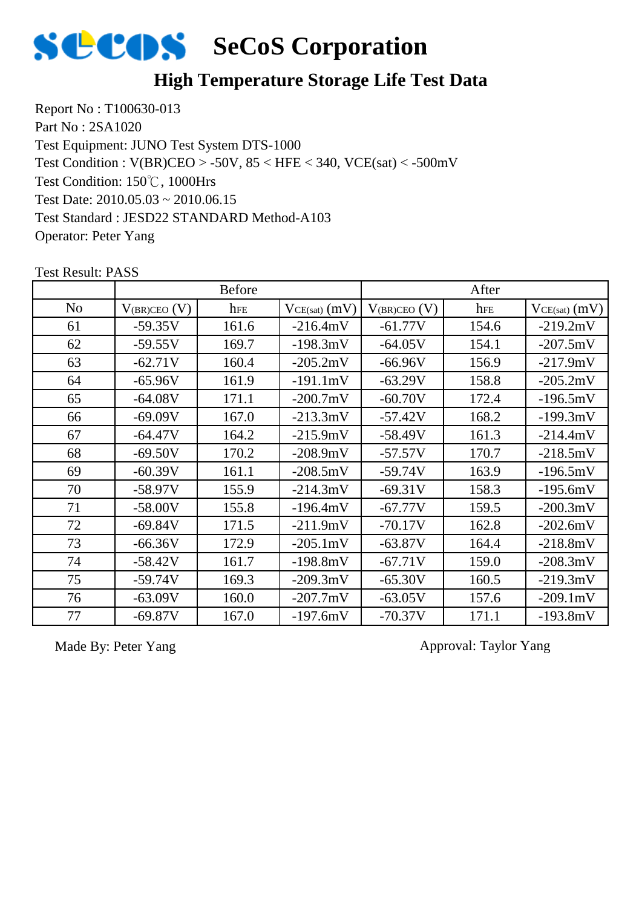# SeCoS Corporation

## High Temperature Storage Life Test Data

Report No : T100630-013
Part No : 2SA1020
Test Equipment: JUNO Test System DTS-1000
Test Condition : V(BR)CEO > -50V, 85 < HFE < 340, VCE(sat) < -500mV
Test Condition: 150℃, 1000Hrs
Test Date: 2010.05.03 ~ 2010.06.15
Test Standard : JESD22 STANDARD Method-A103
Operator: Peter Yang

Test Result: PASS

| | Before | | | After | | |
|---|---|---|---|---|---|---|
| No | $V_{(BR)CEO}$ (V) | $h_{FE}$ | $V_{CE(sat)}$ (mV) | $V_{(BR)CEO}$ (V) | $h_{FE}$ | $V_{CE(sat)}$ (mV) |
| 61 | -59.35V | 161.6 | -216.4mV | -61.77V | 154.6 | -219.2mV |
| 62 | -59.55V | 169.7 | -198.3mV | -64.05V | 154.1 | -207.5mV |
| 63 | -62.71V | 160.4 | -205.2mV | -66.96V | 156.9 | -217.9mV |
| 64 | -65.96V | 161.9 | -191.1mV | -63.29V | 158.8 | -205.2mV |
| 65 | -64.08V | 171.1 | -200.7mV | -60.70V | 172.4 | -196.5mV |
| 66 | -69.09V | 167.0 | -213.3mV | -57.42V | 168.2 | -199.3mV |
| 67 | -64.47V | 164.2 | -215.9mV | -58.49V | 161.3 | -214.4mV |
| 68 | -69.50V | 170.2 | -208.9mV | -57.57V | 170.7 | -218.5mV |
| 69 | -60.39V | 161.1 | -208.5mV | -59.74V | 163.9 | -196.5mV |
| 70 | -58.97V | 155.9 | -214.3mV | -69.31V | 158.3 | -195.6mV |
| 71 | -58.00V | 155.8 | -196.4mV | -67.77V | 159.5 | -200.3mV |
| 72 | -69.84V | 171.5 | -211.9mV | -70.17V | 162.8 | -202.6mV |
| 73 | -66.36V | 172.9 | -205.1mV | -63.87V | 164.4 | -218.8mV |
| 74 | -58.42V | 161.7 | -198.8mV | -67.71V | 159.0 | -208.3mV |
| 75 | -59.74V | 169.3 | -209.3mV | -65.30V | 160.5 | -219.3mV |
| 76 | -63.09V | 160.0 | -207.7mV | -63.05V | 157.6 | -209.1mV |
| 77 | -69.87V | 167.0 | -197.6mV | -70.37V | 171.1 | -193.8mV |

Made By: Peter Yang

Approval: Taylor Yang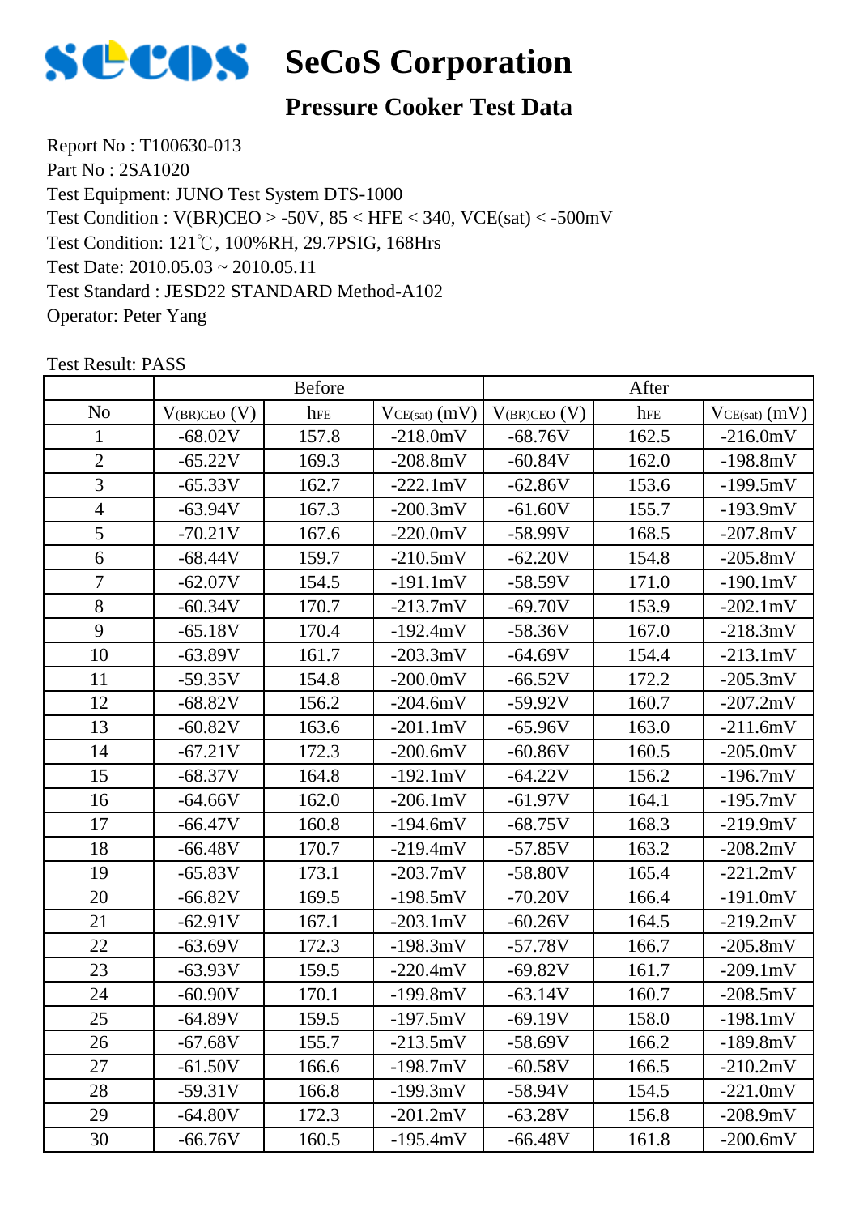# SeCoS Corporation

## Pressure Cooker Test Data

Report No : T100630-013
Part No : 2SA1020
Test Equipment: JUNO Test System DTS-1000
Test Condition : V(BR)CEO > -50V, 85 < HFE < 340, VCE(sat) < -500mV
Test Condition: 121℃, 100%RH, 29.7PSIG, 168Hrs
Test Date: 2010.05.03 ~ 2010.05.11
Test Standard : JESD22 STANDARD Method-A102
Operator: Peter Yang

Test Result: PASS

| | Before | | | After | | |
|---|---|---|---|---|---|---|
| No | $V_{(BR)CEO}$ (V) | $h_{FE}$ | $V_{CE(sat)}$ (mV) | $V_{(BR)CEO}$ (V) | $h_{FE}$ | $V_{CE(sat)}$ (mV) |
| 1 | -68.02V | 157.8 | -218.0mV | -68.76V | 162.5 | -216.0mV |
| 2 | -65.22V | 169.3 | -208.8mV | -60.84V | 162.0 | -198.8mV |
| 3 | -65.33V | 162.7 | -222.1mV | -62.86V | 153.6 | -199.5mV |
| 4 | -63.94V | 167.3 | -200.3mV | -61.60V | 155.7 | -193.9mV |
| 5 | -70.21V | 167.6 | -220.0mV | -58.99V | 168.5 | -207.8mV |
| 6 | -68.44V | 159.7 | -210.5mV | -62.20V | 154.8 | -205.8mV |
| 7 | -62.07V | 154.5 | -191.1mV | -58.59V | 171.0 | -190.1mV |
| 8 | -60.34V | 170.7 | -213.7mV | -69.70V | 153.9 | -202.1mV |
| 9 | -65.18V | 170.4 | -192.4mV | -58.36V | 167.0 | -218.3mV |
| 10 | -63.89V | 161.7 | -203.3mV | -64.69V | 154.4 | -213.1mV |
| 11 | -59.35V | 154.8 | -200.0mV | -66.52V | 172.2 | -205.3mV |
| 12 | -68.82V | 156.2 | -204.6mV | -59.92V | 160.7 | -207.2mV |
| 13 | -60.82V | 163.6 | -201.1mV | -65.96V | 163.0 | -211.6mV |
| 14 | -67.21V | 172.3 | -200.6mV | -60.86V | 160.5 | -205.0mV |
| 15 | -68.37V | 164.8 | -192.1mV | -64.22V | 156.2 | -196.7mV |
| 16 | -64.66V | 162.0 | -206.1mV | -61.97V | 164.1 | -195.7mV |
| 17 | -66.47V | 160.8 | -194.6mV | -68.75V | 168.3 | -219.9mV |
| 18 | -66.48V | 170.7 | -219.4mV | -57.85V | 163.2 | -208.2mV |
| 19 | -65.83V | 173.1 | -203.7mV | -58.80V | 165.4 | -221.2mV |
| 20 | -66.82V | 169.5 | -198.5mV | -70.20V | 166.4 | -191.0mV |
| 21 | -62.91V | 167.1 | -203.1mV | -60.26V | 164.5 | -219.2mV |
| 22 | -63.69V | 172.3 | -198.3mV | -57.78V | 166.7 | -205.8mV |
| 23 | -63.93V | 159.5 | -220.4mV | -69.82V | 161.7 | -209.1mV |
| 24 | -60.90V | 170.1 | -199.8mV | -63.14V | 160.7 | -208.5mV |
| 25 | -64.89V | 159.5 | -197.5mV | -69.19V | 158.0 | -198.1mV |
| 26 | -67.68V | 155.7 | -213.5mV | -58.69V | 166.2 | -189.8mV |
| 27 | -61.50V | 166.6 | -198.7mV | -60.58V | 166.5 | -210.2mV |
| 28 | -59.31V | 166.8 | -199.3mV | -58.94V | 154.5 | -221.0mV |
| 29 | -64.80V | 172.3 | -201.2mV | -63.28V | 156.8 | -208.9mV |
| 30 | -66.76V | 160.5 | -195.4mV | -66.48V | 161.8 | -200.6mV |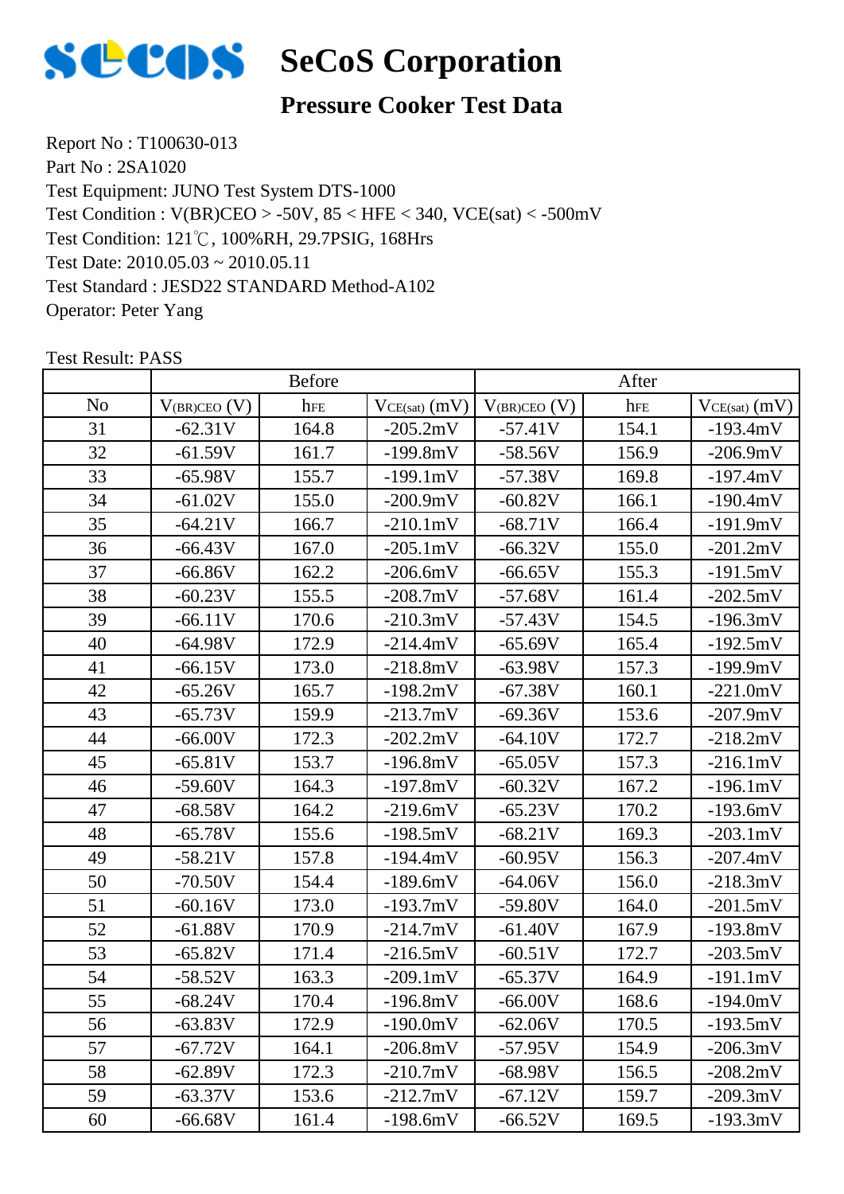# SeCoS Corporation

## Pressure Cooker Test Data

Report No : T100630-013
Part No : 2SA1020
Test Equipment: JUNO Test System DTS-1000
Test Condition : V(BR)CEO > -50V, 85 < HFE < 340, VCE(sat) < -500mV
Test Condition: 121℃, 100%RH, 29.7PSIG, 168Hrs
Test Date: 2010.05.03 ~ 2010.05.11
Test Standard : JESD22 STANDARD Method-A102
Operator: Peter Yang

Test Result: PASS

| | Before | | | After | | |
|---|---|---|---|---|---|---|
| No | $V_{(BR)CEO}$ (V) | $h_{FE}$ | $V_{CE(sat)}$ (mV) | $V_{(BR)CEO}$ (V) | $h_{FE}$ | $V_{CE(sat)}$ (mV) |
| 31 | -62.31V | 164.8 | -205.2mV | -57.41V | 154.1 | -193.4mV |
| 32 | -61.59V | 161.7 | -199.8mV | -58.56V | 156.9 | -206.9mV |
| 33 | -65.98V | 155.7 | -199.1mV | -57.38V | 169.8 | -197.4mV |
| 34 | -61.02V | 155.0 | -200.9mV | -60.82V | 166.1 | -190.4mV |
| 35 | -64.21V | 166.7 | -210.1mV | -68.71V | 166.4 | -191.9mV |
| 36 | -66.43V | 167.0 | -205.1mV | -66.32V | 155.0 | -201.2mV |
| 37 | -66.86V | 162.2 | -206.6mV | -66.65V | 155.3 | -191.5mV |
| 38 | -60.23V | 155.5 | -208.7mV | -57.68V | 161.4 | -202.5mV |
| 39 | -66.11V | 170.6 | -210.3mV | -57.43V | 154.5 | -196.3mV |
| 40 | -64.98V | 172.9 | -214.4mV | -65.69V | 165.4 | -192.5mV |
| 41 | -66.15V | 173.0 | -218.8mV | -63.98V | 157.3 | -199.9mV |
| 42 | -65.26V | 165.7 | -198.2mV | -67.38V | 160.1 | -221.0mV |
| 43 | -65.73V | 159.9 | -213.7mV | -69.36V | 153.6 | -207.9mV |
| 44 | -66.00V | 172.3 | -202.2mV | -64.10V | 172.7 | -218.2mV |
| 45 | -65.81V | 153.7 | -196.8mV | -65.05V | 157.3 | -216.1mV |
| 46 | -59.60V | 164.3 | -197.8mV | -60.32V | 167.2 | -196.1mV |
| 47 | -68.58V | 164.2 | -219.6mV | -65.23V | 170.2 | -193.6mV |
| 48 | -65.78V | 155.6 | -198.5mV | -68.21V | 169.3 | -203.1mV |
| 49 | -58.21V | 157.8 | -194.4mV | -60.95V | 156.3 | -207.4mV |
| 50 | -70.50V | 154.4 | -189.6mV | -64.06V | 156.0 | -218.3mV |
| 51 | -60.16V | 173.0 | -193.7mV | -59.80V | 164.0 | -201.5mV |
| 52 | -61.88V | 170.9 | -214.7mV | -61.40V | 167.9 | -193.8mV |
| 53 | -65.82V | 171.4 | -216.5mV | -60.51V | 172.7 | -203.5mV |
| 54 | -58.52V | 163.3 | -209.1mV | -65.37V | 164.9 | -191.1mV |
| 55 | -68.24V | 170.4 | -196.8mV | -66.00V | 168.6 | -194.0mV |
| 56 | -63.83V | 172.9 | -190.0mV | -62.06V | 170.5 | -193.5mV |
| 57 | -67.72V | 164.1 | -206.8mV | -57.95V | 154.9 | -206.3mV |
| 58 | -62.89V | 172.3 | -210.7mV | -68.98V | 156.5 | -208.2mV |
| 59 | -63.37V | 153.6 | -212.7mV | -67.12V | 159.7 | -209.3mV |
| 60 | -66.68V | 161.4 | -198.6mV | -66.52V | 169.5 | -193.3mV |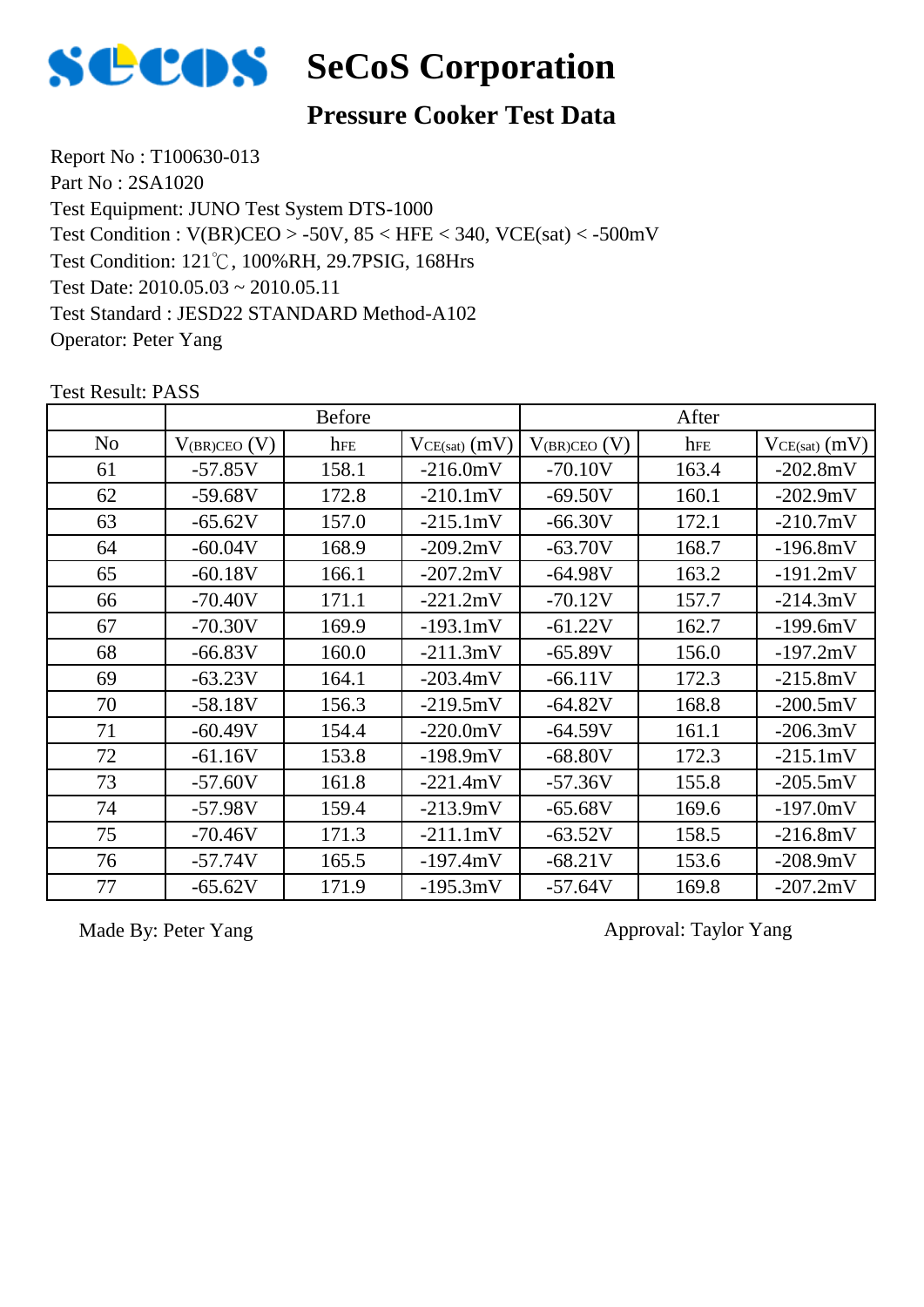# SeCoS Corporation

## Pressure Cooker Test Data

Report No : T100630-013
Part No : 2SA1020
Test Equipment: JUNO Test System DTS-1000
Test Condition : V(BR)CEO > -50V, 85 < HFE < 340, VCE(sat) < -500mV
Test Condition: 121℃, 100%RH, 29.7PSIG, 168Hrs
Test Date: 2010.05.03 ~ 2010.05.11
Test Standard : JESD22 STANDARD Method-A102
Operator: Peter Yang

Test Result: PASS

| | Before | | | After | | |
|---|---|---|---|---|---|---|
| No | $V_{(BR)CEO}$ (V) | $h_{FE}$ | $V_{CE(sat)}$ (mV) | $V_{(BR)CEO}$ (V) | $h_{FE}$ | $V_{CE(sat)}$ (mV) |
| 61 | -57.85V | 158.1 | -216.0mV | -70.10V | 163.4 | -202.8mV |
| 62 | -59.68V | 172.8 | -210.1mV | -69.50V | 160.1 | -202.9mV |
| 63 | -65.62V | 157.0 | -215.1mV | -66.30V | 172.1 | -210.7mV |
| 64 | -60.04V | 168.9 | -209.2mV | -63.70V | 168.7 | -196.8mV |
| 65 | -60.18V | 166.1 | -207.2mV | -64.98V | 163.2 | -191.2mV |
| 66 | -70.40V | 171.1 | -221.2mV | -70.12V | 157.7 | -214.3mV |
| 67 | -70.30V | 169.9 | -193.1mV | -61.22V | 162.7 | -199.6mV |
| 68 | -66.83V | 160.0 | -211.3mV | -65.89V | 156.0 | -197.2mV |
| 69 | -63.23V | 164.1 | -203.4mV | -66.11V | 172.3 | -215.8mV |
| 70 | -58.18V | 156.3 | -219.5mV | -64.82V | 168.8 | -200.5mV |
| 71 | -60.49V | 154.4 | -220.0mV | -64.59V | 161.1 | -206.3mV |
| 72 | -61.16V | 153.8 | -198.9mV | -68.80V | 172.3 | -215.1mV |
| 73 | -57.60V | 161.8 | -221.4mV | -57.36V | 155.8 | -205.5mV |
| 74 | -57.98V | 159.4 | -213.9mV | -65.68V | 169.6 | -197.0mV |
| 75 | -70.46V | 171.3 | -211.1mV | -63.52V | 158.5 | -216.8mV |
| 76 | -57.74V | 165.5 | -197.4mV | -68.21V | 153.6 | -208.9mV |
| 77 | -65.62V | 171.9 | -195.3mV | -57.64V | 169.8 | -207.2mV |

Made By: Peter Yang

Approval: Taylor Yang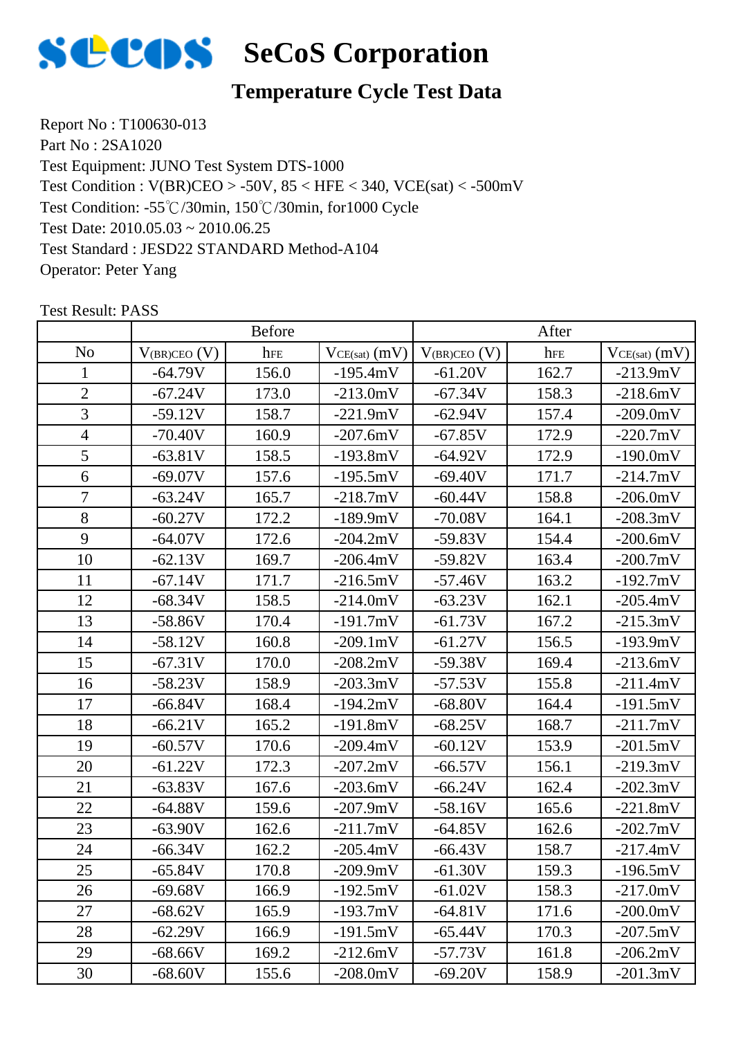# SeCoS Corporation

## Temperature Cycle Test Data

Report No : T100630-013
Part No : 2SA1020
Test Equipment: JUNO Test System DTS-1000
Test Condition : V(BR)CEO > -50V, 85 < HFE < 340, VCE(sat) < -500mV
Test Condition: -55℃/30min, 150℃/30min, for1000 Cycle
Test Date: 2010.05.03 ~ 2010.06.25
Test Standard : JESD22 STANDARD Method-A104
Operator: Peter Yang

Test Result: PASS

| | Before | | | After | | |
|---|---|---|---|---|---|---|
| No | $V_{(BR)CEO}$ (V) | $h_{FE}$ | $V_{CE(sat)}$ (mV) | $V_{(BR)CEO}$ (V) | $h_{FE}$ | $V_{CE(sat)}$ (mV) |
| 1 | -64.79V | 156.0 | -195.4mV | -61.20V | 162.7 | -213.9mV |
| 2 | -67.24V | 173.0 | -213.0mV | -67.34V | 158.3 | -218.6mV |
| 3 | -59.12V | 158.7 | -221.9mV | -62.94V | 157.4 | -209.0mV |
| 4 | -70.40V | 160.9 | -207.6mV | -67.85V | 172.9 | -220.7mV |
| 5 | -63.81V | 158.5 | -193.8mV | -64.92V | 172.9 | -190.0mV |
| 6 | -69.07V | 157.6 | -195.5mV | -69.40V | 171.7 | -214.7mV |
| 7 | -63.24V | 165.7 | -218.7mV | -60.44V | 158.8 | -206.0mV |
| 8 | -60.27V | 172.2 | -189.9mV | -70.08V | 164.1 | -208.3mV |
| 9 | -64.07V | 172.6 | -204.2mV | -59.83V | 154.4 | -200.6mV |
| 10 | -62.13V | 169.7 | -206.4mV | -59.82V | 163.4 | -200.7mV |
| 11 | -67.14V | 171.7 | -216.5mV | -57.46V | 163.2 | -192.7mV |
| 12 | -68.34V | 158.5 | -214.0mV | -63.23V | 162.1 | -205.4mV |
| 13 | -58.86V | 170.4 | -191.7mV | -61.73V | 167.2 | -215.3mV |
| 14 | -58.12V | 160.8 | -209.1mV | -61.27V | 156.5 | -193.9mV |
| 15 | -67.31V | 170.0 | -208.2mV | -59.38V | 169.4 | -213.6mV |
| 16 | -58.23V | 158.9 | -203.3mV | -57.53V | 155.8 | -211.4mV |
| 17 | -66.84V | 168.4 | -194.2mV | -68.80V | 164.4 | -191.5mV |
| 18 | -66.21V | 165.2 | -191.8mV | -68.25V | 168.7 | -211.7mV |
| 19 | -60.57V | 170.6 | -209.4mV | -60.12V | 153.9 | -201.5mV |
| 20 | -61.22V | 172.3 | -207.2mV | -66.57V | 156.1 | -219.3mV |
| 21 | -63.83V | 167.6 | -203.6mV | -66.24V | 162.4 | -202.3mV |
| 22 | -64.88V | 159.6 | -207.9mV | -58.16V | 165.6 | -221.8mV |
| 23 | -63.90V | 162.6 | -211.7mV | -64.85V | 162.6 | -202.7mV |
| 24 | -66.34V | 162.2 | -205.4mV | -66.43V | 158.7 | -217.4mV |
| 25 | -65.84V | 170.8 | -209.9mV | -61.30V | 159.3 | -196.5mV |
| 26 | -69.68V | 166.9 | -192.5mV | -61.02V | 158.3 | -217.0mV |
| 27 | -68.62V | 165.9 | -193.7mV | -64.81V | 171.6 | -200.0mV |
| 28 | -62.29V | 166.9 | -191.5mV | -65.44V | 170.3 | -207.5mV |
| 29 | -68.66V | 169.2 | -212.6mV | -57.73V | 161.8 | -206.2mV |
| 30 | -68.60V | 155.6 | -208.0mV | -69.20V | 158.9 | -201.3mV |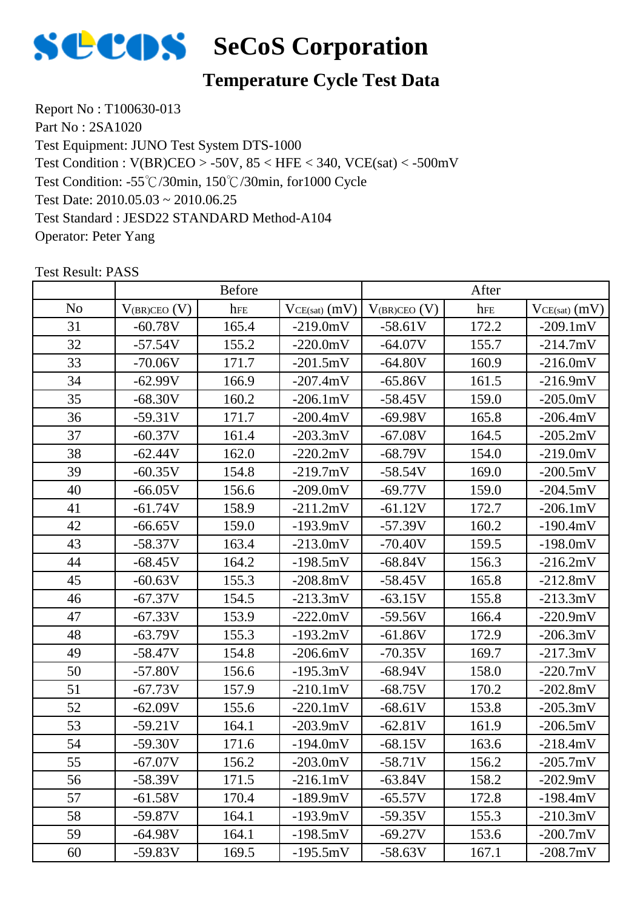# SeCoS Corporation

## Temperature Cycle Test Data

Report No : T100630-013
Part No : 2SA1020
Test Equipment: JUNO Test System DTS-1000
Test Condition : V(BR)CEO > -50V, 85 < HFE < 340, VCE(sat) < -500mV
Test Condition: -55℃/30min, 150℃/30min, for1000 Cycle
Test Date: 2010.05.03 ~ 2010.06.25
Test Standard : JESD22 STANDARD Method-A104
Operator: Peter Yang

Test Result: PASS

| | Before | | | After | | |
|---|---|---|---|---|---|---|
| No | $V_{(BR)CEO}$ (V) | $h_{FE}$ | $V_{CE(sat)}$ (mV) | $V_{(BR)CEO}$ (V) | $h_{FE}$ | $V_{CE(sat)}$ (mV) |
| 31 | -60.78V | 165.4 | -219.0mV | -58.61V | 172.2 | -209.1mV |
| 32 | -57.54V | 155.2 | -220.0mV | -64.07V | 155.7 | -214.7mV |
| 33 | -70.06V | 171.7 | -201.5mV | -64.80V | 160.9 | -216.0mV |
| 34 | -62.99V | 166.9 | -207.4mV | -65.86V | 161.5 | -216.9mV |
| 35 | -68.30V | 160.2 | -206.1mV | -58.45V | 159.0 | -205.0mV |
| 36 | -59.31V | 171.7 | -200.4mV | -69.98V | 165.8 | -206.4mV |
| 37 | -60.37V | 161.4 | -203.3mV | -67.08V | 164.5 | -205.2mV |
| 38 | -62.44V | 162.0 | -220.2mV | -68.79V | 154.0 | -219.0mV |
| 39 | -60.35V | 154.8 | -219.7mV | -58.54V | 169.0 | -200.5mV |
| 40 | -66.05V | 156.6 | -209.0mV | -69.77V | 159.0 | -204.5mV |
| 41 | -61.74V | 158.9 | -211.2mV | -61.12V | 172.7 | -206.1mV |
| 42 | -66.65V | 159.0 | -193.9mV | -57.39V | 160.2 | -190.4mV |
| 43 | -58.37V | 163.4 | -213.0mV | -70.40V | 159.5 | -198.0mV |
| 44 | -68.45V | 164.2 | -198.5mV | -68.84V | 156.3 | -216.2mV |
| 45 | -60.63V | 155.3 | -208.8mV | -58.45V | 165.8 | -212.8mV |
| 46 | -67.37V | 154.5 | -213.3mV | -63.15V | 155.8 | -213.3mV |
| 47 | -67.33V | 153.9 | -222.0mV | -59.56V | 166.4 | -220.9mV |
| 48 | -63.79V | 155.3 | -193.2mV | -61.86V | 172.9 | -206.3mV |
| 49 | -58.47V | 154.8 | -206.6mV | -70.35V | 169.7 | -217.3mV |
| 50 | -57.80V | 156.6 | -195.3mV | -68.94V | 158.0 | -220.7mV |
| 51 | -67.73V | 157.9 | -210.1mV | -68.75V | 170.2 | -202.8mV |
| 52 | -62.09V | 155.6 | -220.1mV | -68.61V | 153.8 | -205.3mV |
| 53 | -59.21V | 164.1 | -203.9mV | -62.81V | 161.9 | -206.5mV |
| 54 | -59.30V | 171.6 | -194.0mV | -68.15V | 163.6 | -218.4mV |
| 55 | -67.07V | 156.2 | -203.0mV | -58.71V | 156.2 | -205.7mV |
| 56 | -58.39V | 171.5 | -216.1mV | -63.84V | 158.2 | -202.9mV |
| 57 | -61.58V | 170.4 | -189.9mV | -65.57V | 172.8 | -198.4mV |
| 58 | -59.87V | 164.1 | -193.9mV | -59.35V | 155.3 | -210.3mV |
| 59 | -64.98V | 164.1 | -198.5mV | -69.27V | 153.6 | -200.7mV |
| 60 | -59.83V | 169.5 | -195.5mV | -58.63V | 167.1 | -208.7mV |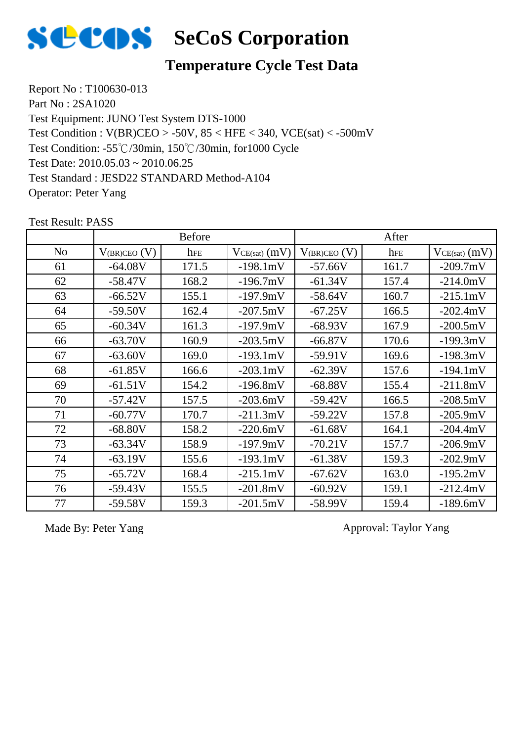# SeCoS Corporation

## Temperature Cycle Test Data

Report No : T100630-013
Part No : 2SA1020
Test Equipment: JUNO Test System DTS-1000
Test Condition : V(BR)CEO > -50V, 85 < HFE < 340, VCE(sat) < -500mV
Test Condition: -55℃/30min, 150℃/30min, for1000 Cycle
Test Date: 2010.05.03 ~ 2010.06.25
Test Standard : JESD22 STANDARD Method-A104
Operator: Peter Yang

Test Result: PASS

| | Before | | | After | | |
|---|---|---|---|---|---|---|
| No | $V_{(BR)CEO}$ (V) | $h_{FE}$ | $V_{CE(sat)}$ (mV) | $V_{(BR)CEO}$ (V) | $h_{FE}$ | $V_{CE(sat)}$ (mV) |
| 61 | -64.08V | 171.5 | -198.1mV | -57.66V | 161.7 | -209.7mV |
| 62 | -58.47V | 168.2 | -196.7mV | -61.34V | 157.4 | -214.0mV |
| 63 | -66.52V | 155.1 | -197.9mV | -58.64V | 160.7 | -215.1mV |
| 64 | -59.50V | 162.4 | -207.5mV | -67.25V | 166.5 | -202.4mV |
| 65 | -60.34V | 161.3 | -197.9mV | -68.93V | 167.9 | -200.5mV |
| 66 | -63.70V | 160.9 | -203.5mV | -66.87V | 170.6 | -199.3mV |
| 67 | -63.60V | 169.0 | -193.1mV | -59.91V | 169.6 | -198.3mV |
| 68 | -61.85V | 166.6 | -203.1mV | -62.39V | 157.6 | -194.1mV |
| 69 | -61.51V | 154.2 | -196.8mV | -68.88V | 155.4 | -211.8mV |
| 70 | -57.42V | 157.5 | -203.6mV | -59.42V | 166.5 | -208.5mV |
| 71 | -60.77V | 170.7 | -211.3mV | -59.22V | 157.8 | -205.9mV |
| 72 | -68.80V | 158.2 | -220.6mV | -61.68V | 164.1 | -204.4mV |
| 73 | -63.34V | 158.9 | -197.9mV | -70.21V | 157.7 | -206.9mV |
| 74 | -63.19V | 155.6 | -193.1mV | -61.38V | 159.3 | -202.9mV |
| 75 | -65.72V | 168.4 | -215.1mV | -67.62V | 163.0 | -195.2mV |
| 76 | -59.43V | 155.5 | -201.8mV | -60.92V | 159.1 | -212.4mV |
| 77 | -59.58V | 159.3 | -201.5mV | -58.99V | 159.4 | -189.6mV |

Made By: Peter Yang

Approval: Taylor Yang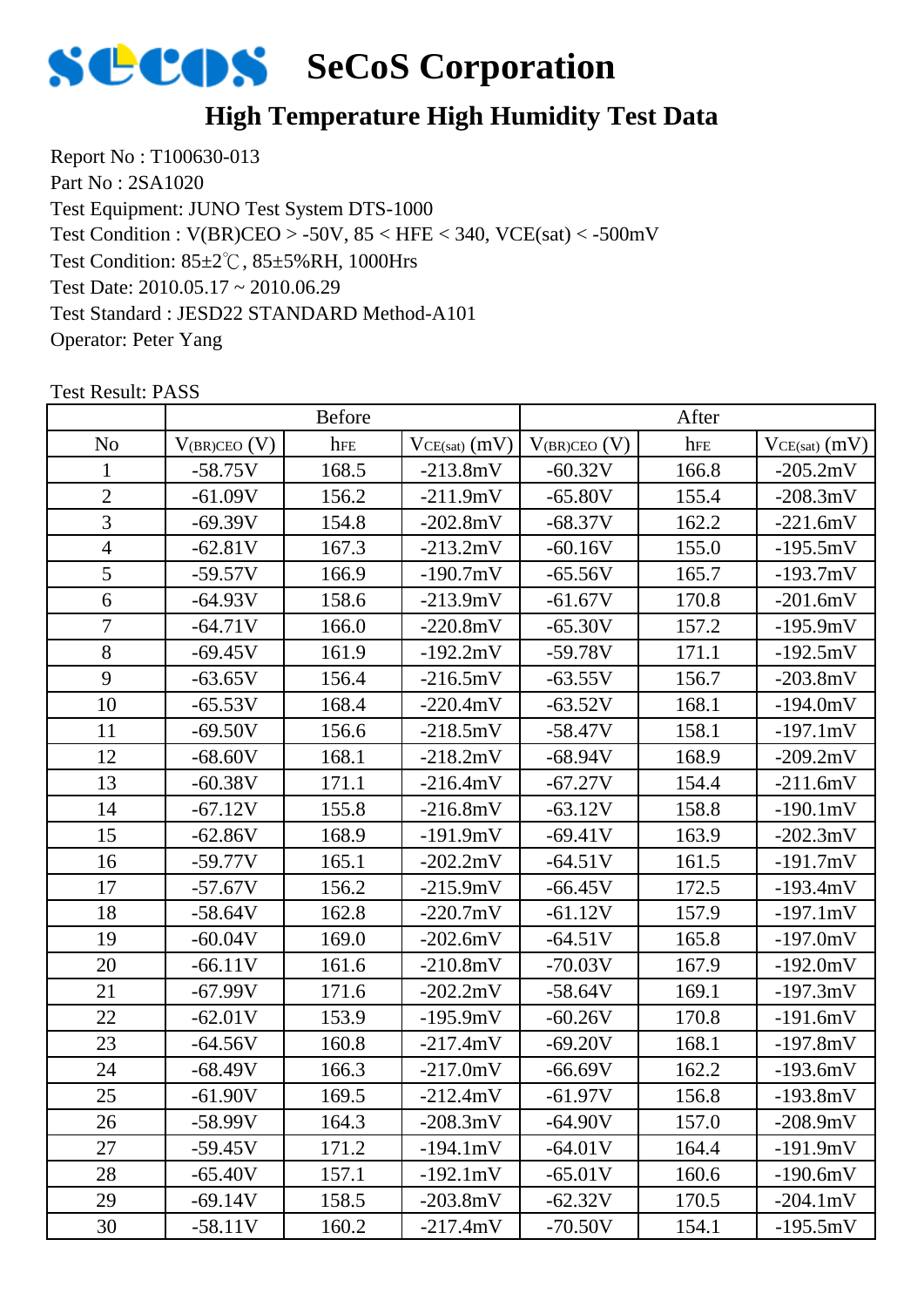# SeCoS Corporation

## High Temperature High Humidity Test Data

Report No : T100630-013
Part No : 2SA1020
Test Equipment: JUNO Test System DTS-1000
Test Condition : V(BR)CEO > -50V, 85 < HFE < 340, VCE(sat) < -500mV
Test Condition: 85±2℃, 85±5%RH, 1000Hrs
Test Date: 2010.05.17 ~ 2010.06.29
Test Standard : JESD22 STANDARD Method-A101
Operator: Peter Yang

Test Result: PASS

| | Before | | | After | | |
|---|---|---|---|---|---|---|
| No | $V_{(BR)CEO}$ (V) | $h_{FE}$ | $V_{CE(sat)}$ (mV) | $V_{(BR)CEO}$ (V) | $h_{FE}$ | $V_{CE(sat)}$ (mV) |
| 1 | -58.75V | 168.5 | -213.8mV | -60.32V | 166.8 | -205.2mV |
| 2 | -61.09V | 156.2 | -211.9mV | -65.80V | 155.4 | -208.3mV |
| 3 | -69.39V | 154.8 | -202.8mV | -68.37V | 162.2 | -221.6mV |
| 4 | -62.81V | 167.3 | -213.2mV | -60.16V | 155.0 | -195.5mV |
| 5 | -59.57V | 166.9 | -190.7mV | -65.56V | 165.7 | -193.7mV |
| 6 | -64.93V | 158.6 | -213.9mV | -61.67V | 170.8 | -201.6mV |
| 7 | -64.71V | 166.0 | -220.8mV | -65.30V | 157.2 | -195.9mV |
| 8 | -69.45V | 161.9 | -192.2mV | -59.78V | 171.1 | -192.5mV |
| 9 | -63.65V | 156.4 | -216.5mV | -63.55V | 156.7 | -203.8mV |
| 10 | -65.53V | 168.4 | -220.4mV | -63.52V | 168.1 | -194.0mV |
| 11 | -69.50V | 156.6 | -218.5mV | -58.47V | 158.1 | -197.1mV |
| 12 | -68.60V | 168.1 | -218.2mV | -68.94V | 168.9 | -209.2mV |
| 13 | -60.38V | 171.1 | -216.4mV | -67.27V | 154.4 | -211.6mV |
| 14 | -67.12V | 155.8 | -216.8mV | -63.12V | 158.8 | -190.1mV |
| 15 | -62.86V | 168.9 | -191.9mV | -69.41V | 163.9 | -202.3mV |
| 16 | -59.77V | 165.1 | -202.2mV | -64.51V | 161.5 | -191.7mV |
| 17 | -57.67V | 156.2 | -215.9mV | -66.45V | 172.5 | -193.4mV |
| 18 | -58.64V | 162.8 | -220.7mV | -61.12V | 157.9 | -197.1mV |
| 19 | -60.04V | 169.0 | -202.6mV | -64.51V | 165.8 | -197.0mV |
| 20 | -66.11V | 161.6 | -210.8mV | -70.03V | 167.9 | -192.0mV |
| 21 | -67.99V | 171.6 | -202.2mV | -58.64V | 169.1 | -197.3mV |
| 22 | -62.01V | 153.9 | -195.9mV | -60.26V | 170.8 | -191.6mV |
| 23 | -64.56V | 160.8 | -217.4mV | -69.20V | 168.1 | -197.8mV |
| 24 | -68.49V | 166.3 | -217.0mV | -66.69V | 162.2 | -193.6mV |
| 25 | -61.90V | 169.5 | -212.4mV | -61.97V | 156.8 | -193.8mV |
| 26 | -58.99V | 164.3 | -208.3mV | -64.90V | 157.0 | -208.9mV |
| 27 | -59.45V | 171.2 | -194.1mV | -64.01V | 164.4 | -191.9mV |
| 28 | -65.40V | 157.1 | -192.1mV | -65.01V | 160.6 | -190.6mV |
| 29 | -69.14V | 158.5 | -203.8mV | -62.32V | 170.5 | -204.1mV |
| 30 | -58.11V | 160.2 | -217.4mV | -70.50V | 154.1 | -195.5mV |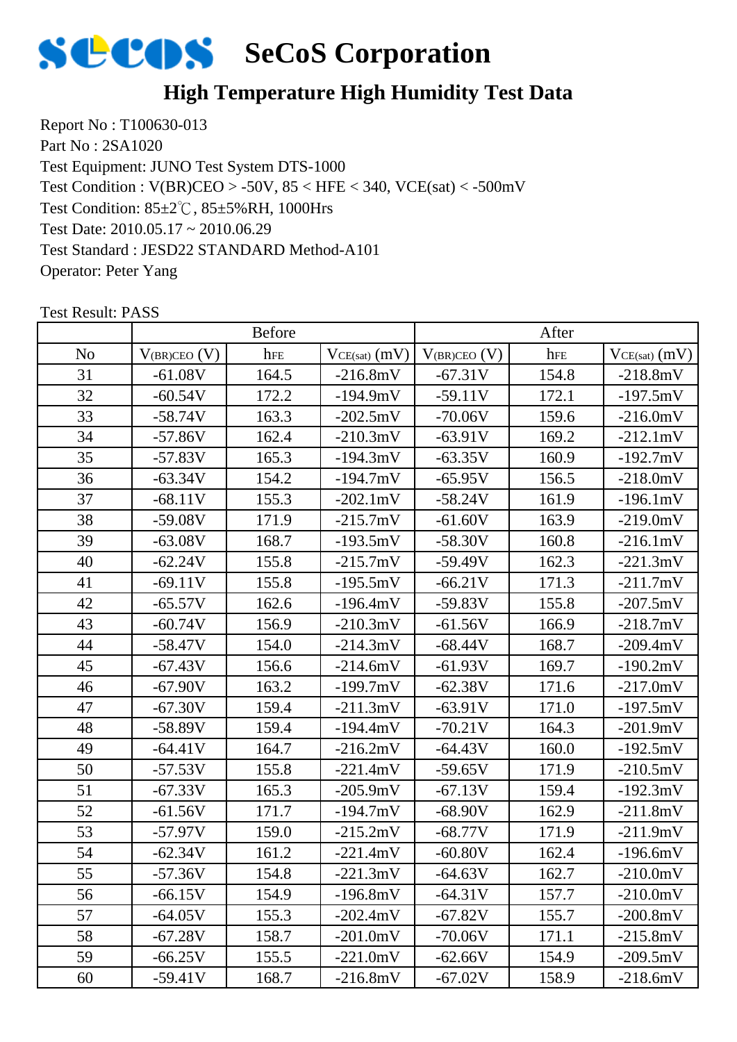# SeCoS Corporation

## High Temperature High Humidity Test Data

Report No : T100630-013
Part No : 2SA1020
Test Equipment: JUNO Test System DTS-1000
Test Condition : V(BR)CEO > -50V, 85 < HFE < 340, VCE(sat) < -500mV
Test Condition: 85±2℃, 85±5%RH, 1000Hrs
Test Date: 2010.05.17 ~ 2010.06.29
Test Standard : JESD22 STANDARD Method-A101
Operator: Peter Yang

Test Result: PASS

| | Before | | | After | | |
|---|---|---|---|---|---|---|
| No | $V_{(BR)CEO}$ (V) | $h_{FE}$ | $V_{CE(sat)}$ (mV) | $V_{(BR)CEO}$ (V) | $h_{FE}$ | $V_{CE(sat)}$ (mV) |
| 31 | -61.08V | 164.5 | -216.8mV | -67.31V | 154.8 | -218.8mV |
| 32 | -60.54V | 172.2 | -194.9mV | -59.11V | 172.1 | -197.5mV |
| 33 | -58.74V | 163.3 | -202.5mV | -70.06V | 159.6 | -216.0mV |
| 34 | -57.86V | 162.4 | -210.3mV | -63.91V | 169.2 | -212.1mV |
| 35 | -57.83V | 165.3 | -194.3mV | -63.35V | 160.9 | -192.7mV |
| 36 | -63.34V | 154.2 | -194.7mV | -65.95V | 156.5 | -218.0mV |
| 37 | -68.11V | 155.3 | -202.1mV | -58.24V | 161.9 | -196.1mV |
| 38 | -59.08V | 171.9 | -215.7mV | -61.60V | 163.9 | -219.0mV |
| 39 | -63.08V | 168.7 | -193.5mV | -58.30V | 160.8 | -216.1mV |
| 40 | -62.24V | 155.8 | -215.7mV | -59.49V | 162.3 | -221.3mV |
| 41 | -69.11V | 155.8 | -195.5mV | -66.21V | 171.3 | -211.7mV |
| 42 | -65.57V | 162.6 | -196.4mV | -59.83V | 155.8 | -207.5mV |
| 43 | -60.74V | 156.9 | -210.3mV | -61.56V | 166.9 | -218.7mV |
| 44 | -58.47V | 154.0 | -214.3mV | -68.44V | 168.7 | -209.4mV |
| 45 | -67.43V | 156.6 | -214.6mV | -61.93V | 169.7 | -190.2mV |
| 46 | -67.90V | 163.2 | -199.7mV | -62.38V | 171.6 | -217.0mV |
| 47 | -67.30V | 159.4 | -211.3mV | -63.91V | 171.0 | -197.5mV |
| 48 | -58.89V | 159.4 | -194.4mV | -70.21V | 164.3 | -201.9mV |
| 49 | -64.41V | 164.7 | -216.2mV | -64.43V | 160.0 | -192.5mV |
| 50 | -57.53V | 155.8 | -221.4mV | -59.65V | 171.9 | -210.5mV |
| 51 | -67.33V | 165.3 | -205.9mV | -67.13V | 159.4 | -192.3mV |
| 52 | -61.56V | 171.7 | -194.7mV | -68.90V | 162.9 | -211.8mV |
| 53 | -57.97V | 159.0 | -215.2mV | -68.77V | 171.9 | -211.9mV |
| 54 | -62.34V | 161.2 | -221.4mV | -60.80V | 162.4 | -196.6mV |
| 55 | -57.36V | 154.8 | -221.3mV | -64.63V | 162.7 | -210.0mV |
| 56 | -66.15V | 154.9 | -196.8mV | -64.31V | 157.7 | -210.0mV |
| 57 | -64.05V | 155.3 | -202.4mV | -67.82V | 155.7 | -200.8mV |
| 58 | -67.28V | 158.7 | -201.0mV | -70.06V | 171.1 | -215.8mV |
| 59 | -66.25V | 155.5 | -221.0mV | -62.66V | 154.9 | -209.5mV |
| 60 | -59.41V | 168.7 | -216.8mV | -67.02V | 158.9 | -218.6mV |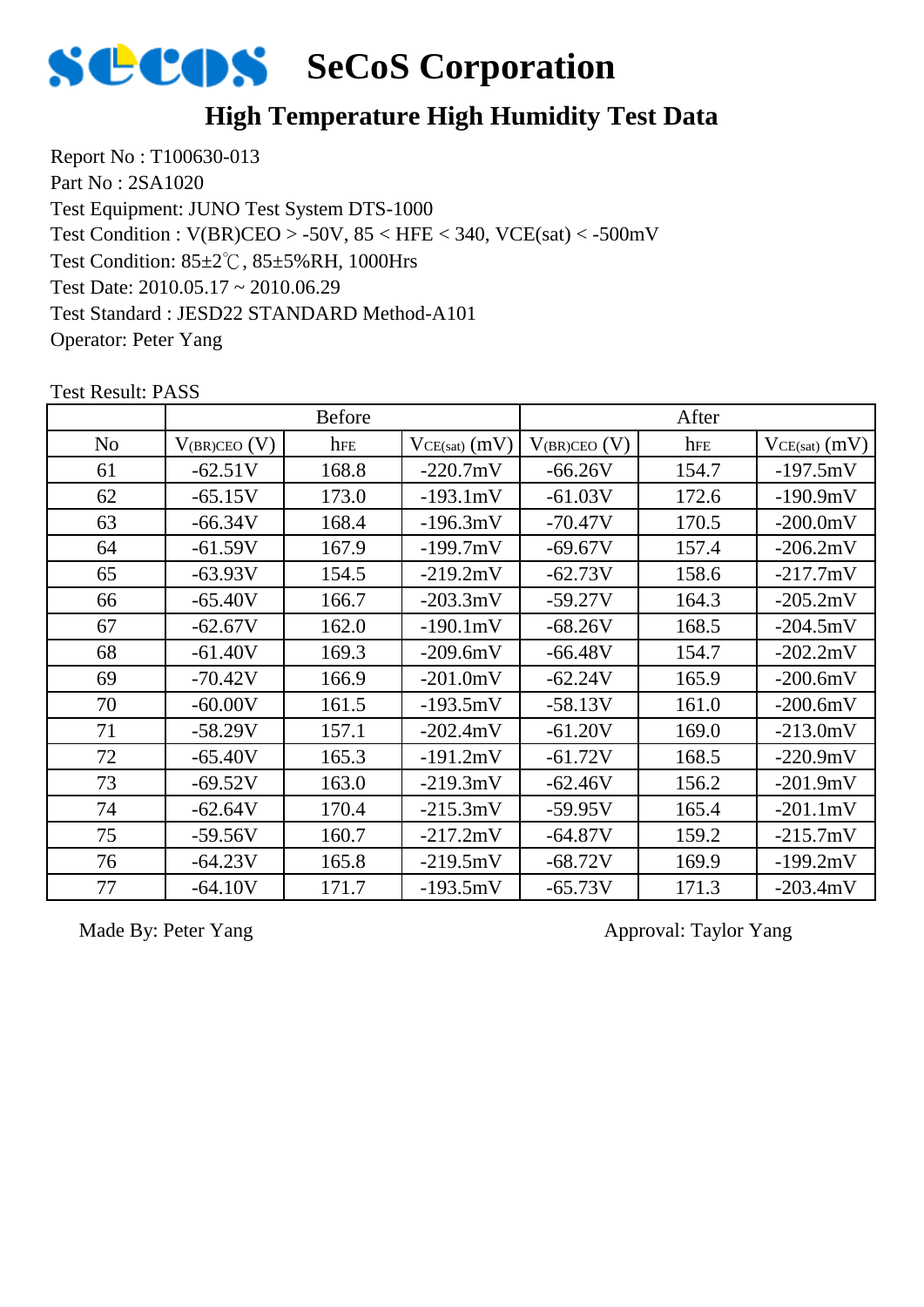# SeCoS Corporation

## High Temperature High Humidity Test Data

Report No : T100630-013
Part No : 2SA1020
Test Equipment: JUNO Test System DTS-1000
Test Condition : V(BR)CEO > -50V, 85 < HFE < 340, VCE(sat) < -500mV
Test Condition: 85±2℃, 85±5%RH, 1000Hrs
Test Date: 2010.05.17 ~ 2010.06.29
Test Standard : JESD22 STANDARD Method-A101
Operator: Peter Yang

Test Result: PASS

| | Before | | | After | | |
|---|---|---|---|---|---|---|
| No | $V_{(BR)CEO}$ (V) | $h_{FE}$ | $V_{CE(sat)}$ (mV) | $V_{(BR)CEO}$ (V) | $h_{FE}$ | $V_{CE(sat)}$ (mV) |
| 61 | -62.51V | 168.8 | -220.7mV | -66.26V | 154.7 | -197.5mV |
| 62 | -65.15V | 173.0 | -193.1mV | -61.03V | 172.6 | -190.9mV |
| 63 | -66.34V | 168.4 | -196.3mV | -70.47V | 170.5 | -200.0mV |
| 64 | -61.59V | 167.9 | -199.7mV | -69.67V | 157.4 | -206.2mV |
| 65 | -63.93V | 154.5 | -219.2mV | -62.73V | 158.6 | -217.7mV |
| 66 | -65.40V | 166.7 | -203.3mV | -59.27V | 164.3 | -205.2mV |
| 67 | -62.67V | 162.0 | -190.1mV | -68.26V | 168.5 | -204.5mV |
| 68 | -61.40V | 169.3 | -209.6mV | -66.48V | 154.7 | -202.2mV |
| 69 | -70.42V | 166.9 | -201.0mV | -62.24V | 165.9 | -200.6mV |
| 70 | -60.00V | 161.5 | -193.5mV | -58.13V | 161.0 | -200.6mV |
| 71 | -58.29V | 157.1 | -202.4mV | -61.20V | 169.0 | -213.0mV |
| 72 | -65.40V | 165.3 | -191.2mV | -61.72V | 168.5 | -220.9mV |
| 73 | -69.52V | 163.0 | -219.3mV | -62.46V | 156.2 | -201.9mV |
| 74 | -62.64V | 170.4 | -215.3mV | -59.95V | 165.4 | -201.1mV |
| 75 | -59.56V | 160.7 | -217.2mV | -64.87V | 159.2 | -215.7mV |
| 76 | -64.23V | 165.8 | -219.5mV | -68.72V | 169.9 | -199.2mV |
| 77 | -64.10V | 171.7 | -193.5mV | -65.73V | 171.3 | -203.4mV |

Made By: Peter Yang

Approval: Taylor Yang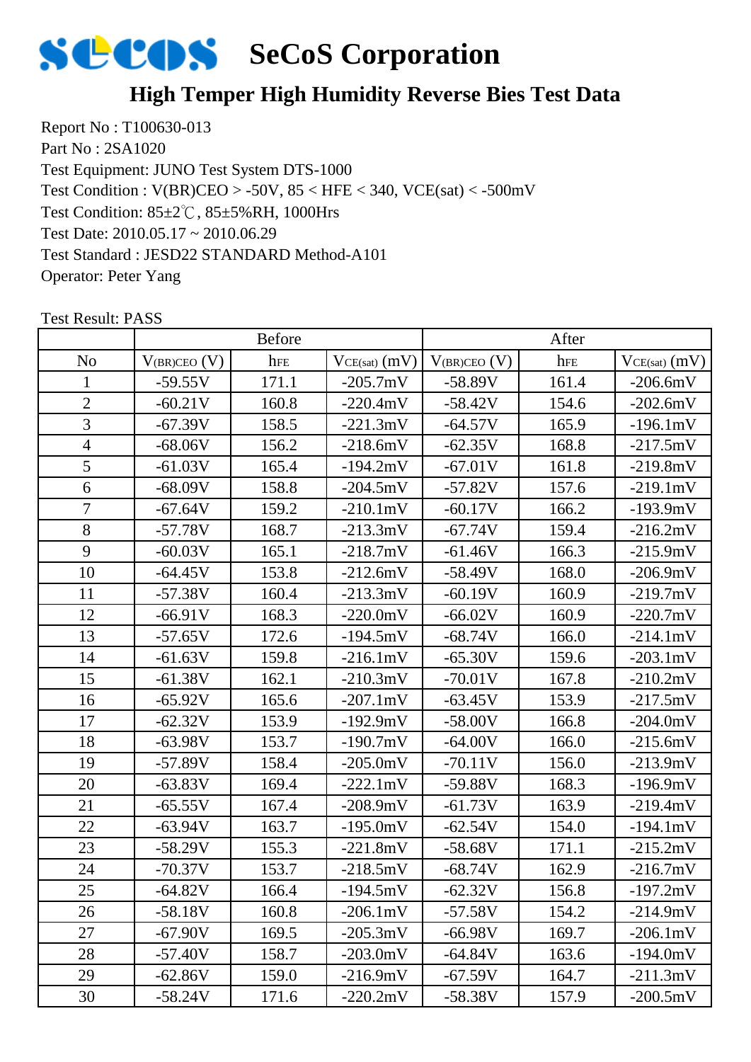# SeCoS Corporation

## High Temper High Humidity Reverse Bies Test Data

Report No : T100630-013
Part No : 2SA1020
Test Equipment: JUNO Test System DTS-1000
Test Condition : V(BR)CEO > -50V, 85 < HFE < 340, VCE(sat) < -500mV
Test Condition: 85±2℃, 85±5%RH, 1000Hrs
Test Date: 2010.05.17 ~ 2010.06.29
Test Standard : JESD22 STANDARD Method-A101
Operator: Peter Yang

Test Result: PASS

| | Before | | | After | | |
|---|---|---|---|---|---|---|
| No | $V_{(BR)CEO}$ (V) | $h_{FE}$ | $V_{CE(sat)}$ (mV) | $V_{(BR)CEO}$ (V) | $h_{FE}$ | $V_{CE(sat)}$ (mV) |
| 1 | -59.55V | 171.1 | -205.7mV | -58.89V | 161.4 | -206.6mV |
| 2 | -60.21V | 160.8 | -220.4mV | -58.42V | 154.6 | -202.6mV |
| 3 | -67.39V | 158.5 | -221.3mV | -64.57V | 165.9 | -196.1mV |
| 4 | -68.06V | 156.2 | -218.6mV | -62.35V | 168.8 | -217.5mV |
| 5 | -61.03V | 165.4 | -194.2mV | -67.01V | 161.8 | -219.8mV |
| 6 | -68.09V | 158.8 | -204.5mV | -57.82V | 157.6 | -219.1mV |
| 7 | -67.64V | 159.2 | -210.1mV | -60.17V | 166.2 | -193.9mV |
| 8 | -57.78V | 168.7 | -213.3mV | -67.74V | 159.4 | -216.2mV |
| 9 | -60.03V | 165.1 | -218.7mV | -61.46V | 166.3 | -215.9mV |
| 10 | -64.45V | 153.8 | -212.6mV | -58.49V | 168.0 | -206.9mV |
| 11 | -57.38V | 160.4 | -213.3mV | -60.19V | 160.9 | -219.7mV |
| 12 | -66.91V | 168.3 | -220.0mV | -66.02V | 160.9 | -220.7mV |
| 13 | -57.65V | 172.6 | -194.5mV | -68.74V | 166.0 | -214.1mV |
| 14 | -61.63V | 159.8 | -216.1mV | -65.30V | 159.6 | -203.1mV |
| 15 | -61.38V | 162.1 | -210.3mV | -70.01V | 167.8 | -210.2mV |
| 16 | -65.92V | 165.6 | -207.1mV | -63.45V | 153.9 | -217.5mV |
| 17 | -62.32V | 153.9 | -192.9mV | -58.00V | 166.8 | -204.0mV |
| 18 | -63.98V | 153.7 | -190.7mV | -64.00V | 166.0 | -215.6mV |
| 19 | -57.89V | 158.4 | -205.0mV | -70.11V | 156.0 | -213.9mV |
| 20 | -63.83V | 169.4 | -222.1mV | -59.88V | 168.3 | -196.9mV |
| 21 | -65.55V | 167.4 | -208.9mV | -61.73V | 163.9 | -219.4mV |
| 22 | -63.94V | 163.7 | -195.0mV | -62.54V | 154.0 | -194.1mV |
| 23 | -58.29V | 155.3 | -221.8mV | -58.68V | 171.1 | -215.2mV |
| 24 | -70.37V | 153.7 | -218.5mV | -68.74V | 162.9 | -216.7mV |
| 25 | -64.82V | 166.4 | -194.5mV | -62.32V | 156.8 | -197.2mV |
| 26 | -58.18V | 160.8 | -206.1mV | -57.58V | 154.2 | -214.9mV |
| 27 | -67.90V | 169.5 | -205.3mV | -66.98V | 169.7 | -206.1mV |
| 28 | -57.40V | 158.7 | -203.0mV | -64.84V | 163.6 | -194.0mV |
| 29 | -62.86V | 159.0 | -216.9mV | -67.59V | 164.7 | -211.3mV |
| 30 | -58.24V | 171.6 | -220.2mV | -58.38V | 157.9 | -200.5mV |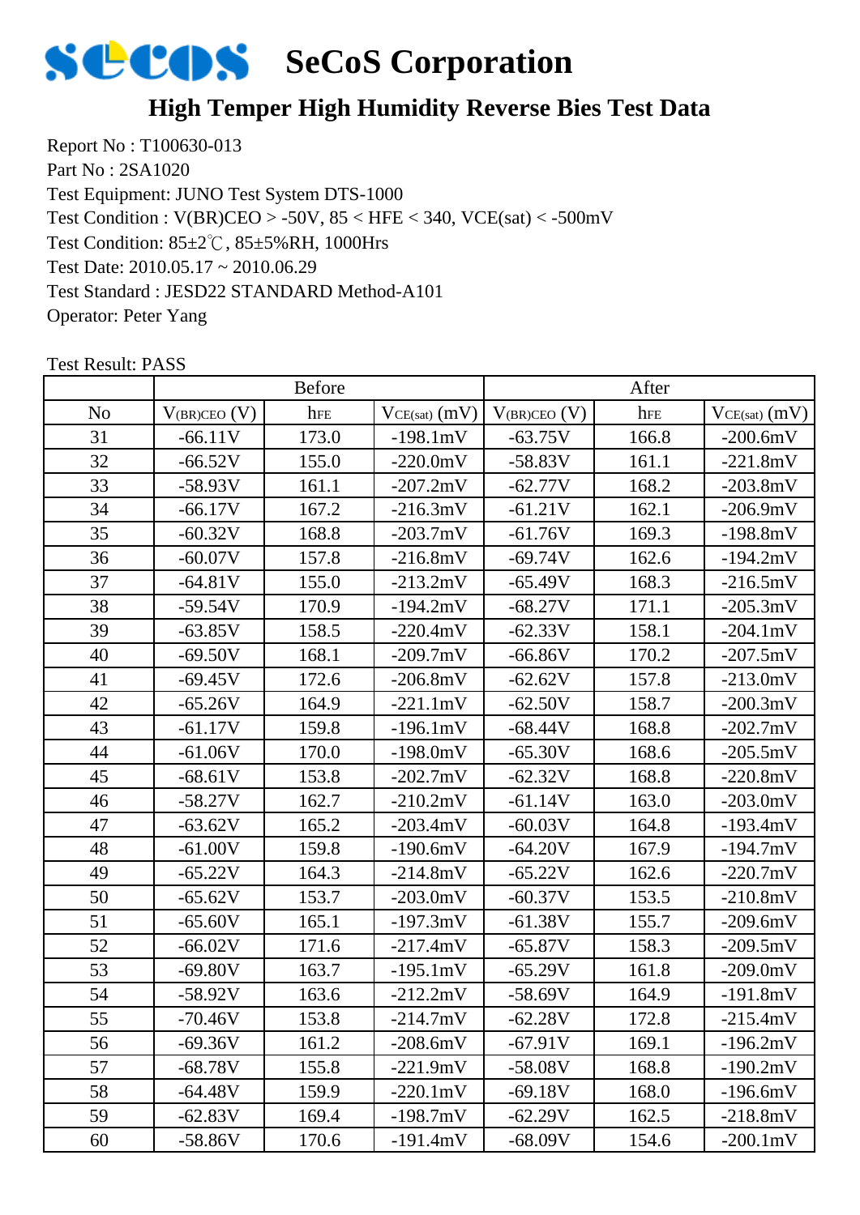# SeCoS Corporation

## High Temper High Humidity Reverse Bies Test Data

Report No : T100630-013
Part No : 2SA1020
Test Equipment: JUNO Test System DTS-1000
Test Condition : V(BR)CEO > -50V, 85 < HFE < 340, VCE(sat) < -500mV
Test Condition: 85±2℃, 85±5%RH, 1000Hrs
Test Date: 2010.05.17 ~ 2010.06.29
Test Standard : JESD22 STANDARD Method-A101
Operator: Peter Yang

Test Result: PASS

| | Before | | | After | | |
|---|---|---|---|---|---|---|
| No | $V_{(BR)CEO}$ (V) | $h_{FE}$ | $V_{CE(sat)}$ (mV) | $V_{(BR)CEO}$ (V) | $h_{FE}$ | $V_{CE(sat)}$ (mV) |
| 31 | -66.11V | 173.0 | -198.1mV | -63.75V | 166.8 | -200.6mV |
| 32 | -66.52V | 155.0 | -220.0mV | -58.83V | 161.1 | -221.8mV |
| 33 | -58.93V | 161.1 | -207.2mV | -62.77V | 168.2 | -203.8mV |
| 34 | -66.17V | 167.2 | -216.3mV | -61.21V | 162.1 | -206.9mV |
| 35 | -60.32V | 168.8 | -203.7mV | -61.76V | 169.3 | -198.8mV |
| 36 | -60.07V | 157.8 | -216.8mV | -69.74V | 162.6 | -194.2mV |
| 37 | -64.81V | 155.0 | -213.2mV | -65.49V | 168.3 | -216.5mV |
| 38 | -59.54V | 170.9 | -194.2mV | -68.27V | 171.1 | -205.3mV |
| 39 | -63.85V | 158.5 | -220.4mV | -62.33V | 158.1 | -204.1mV |
| 40 | -69.50V | 168.1 | -209.7mV | -66.86V | 170.2 | -207.5mV |
| 41 | -69.45V | 172.6 | -206.8mV | -62.62V | 157.8 | -213.0mV |
| 42 | -65.26V | 164.9 | -221.1mV | -62.50V | 158.7 | -200.3mV |
| 43 | -61.17V | 159.8 | -196.1mV | -68.44V | 168.8 | -202.7mV |
| 44 | -61.06V | 170.0 | -198.0mV | -65.30V | 168.6 | -205.5mV |
| 45 | -68.61V | 153.8 | -202.7mV | -62.32V | 168.8 | -220.8mV |
| 46 | -58.27V | 162.7 | -210.2mV | -61.14V | 163.0 | -203.0mV |
| 47 | -63.62V | 165.2 | -203.4mV | -60.03V | 164.8 | -193.4mV |
| 48 | -61.00V | 159.8 | -190.6mV | -64.20V | 167.9 | -194.7mV |
| 49 | -65.22V | 164.3 | -214.8mV | -65.22V | 162.6 | -220.7mV |
| 50 | -65.62V | 153.7 | -203.0mV | -60.37V | 153.5 | -210.8mV |
| 51 | -65.60V | 165.1 | -197.3mV | -61.38V | 155.7 | -209.6mV |
| 52 | -66.02V | 171.6 | -217.4mV | -65.87V | 158.3 | -209.5mV |
| 53 | -69.80V | 163.7 | -195.1mV | -65.29V | 161.8 | -209.0mV |
| 54 | -58.92V | 163.6 | -212.2mV | -58.69V | 164.9 | -191.8mV |
| 55 | -70.46V | 153.8 | -214.7mV | -62.28V | 172.8 | -215.4mV |
| 56 | -69.36V | 161.2 | -208.6mV | -67.91V | 169.1 | -196.2mV |
| 57 | -68.78V | 155.8 | -221.9mV | -58.08V | 168.8 | -190.2mV |
| 58 | -64.48V | 159.9 | -220.1mV | -69.18V | 168.0 | -196.6mV |
| 59 | -62.83V | 169.4 | -198.7mV | -62.29V | 162.5 | -218.8mV |
| 60 | -58.86V | 170.6 | -191.4mV | -68.09V | 154.6 | -200.1mV |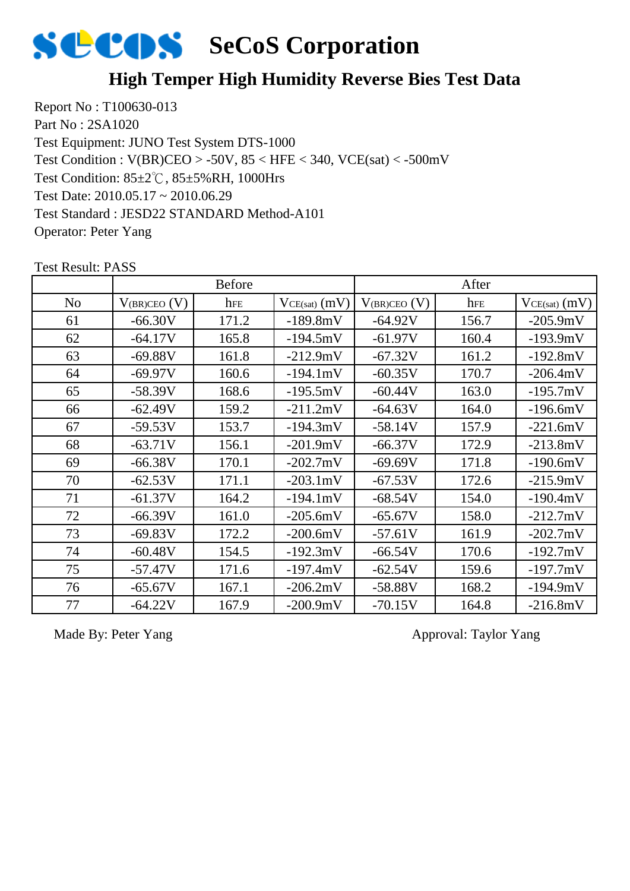# SeCoS Corporation

## High Temper High Humidity Reverse Bies Test Data

Report No : T100630-013
Part No : 2SA1020
Test Equipment: JUNO Test System DTS-1000
Test Condition : V(BR)CEO > -50V, 85 < HFE < 340, VCE(sat) < -500mV
Test Condition: 85±2℃, 85±5%RH, 1000Hrs
Test Date: 2010.05.17 ~ 2010.06.29
Test Standard : JESD22 STANDARD Method-A101
Operator: Peter Yang

Test Result: PASS

| | Before | | | After | | |
|---|---|---|---|---|---|---|
| No | $V_{(BR)CEO}$ (V) | $h_{FE}$ | $V_{CE(sat)}$ (mV) | $V_{(BR)CEO}$ (V) | $h_{FE}$ | $V_{CE(sat)}$ (mV) |
| 61 | -66.30V | 171.2 | -189.8mV | -64.92V | 156.7 | -205.9mV |
| 62 | -64.17V | 165.8 | -194.5mV | -61.97V | 160.4 | -193.9mV |
| 63 | -69.88V | 161.8 | -212.9mV | -67.32V | 161.2 | -192.8mV |
| 64 | -69.97V | 160.6 | -194.1mV | -60.35V | 170.7 | -206.4mV |
| 65 | -58.39V | 168.6 | -195.5mV | -60.44V | 163.0 | -195.7mV |
| 66 | -62.49V | 159.2 | -211.2mV | -64.63V | 164.0 | -196.6mV |
| 67 | -59.53V | 153.7 | -194.3mV | -58.14V | 157.9 | -221.6mV |
| 68 | -63.71V | 156.1 | -201.9mV | -66.37V | 172.9 | -213.8mV |
| 69 | -66.38V | 170.1 | -202.7mV | -69.69V | 171.8 | -190.6mV |
| 70 | -62.53V | 171.1 | -203.1mV | -67.53V | 172.6 | -215.9mV |
| 71 | -61.37V | 164.2 | -194.1mV | -68.54V | 154.0 | -190.4mV |
| 72 | -66.39V | 161.0 | -205.6mV | -65.67V | 158.0 | -212.7mV |
| 73 | -69.83V | 172.2 | -200.6mV | -57.61V | 161.9 | -202.7mV |
| 74 | -60.48V | 154.5 | -192.3mV | -66.54V | 170.6 | -192.7mV |
| 75 | -57.47V | 171.6 | -197.4mV | -62.54V | 159.6 | -197.7mV |
| 76 | -65.67V | 167.1 | -206.2mV | -58.88V | 168.2 | -194.9mV |
| 77 | -64.22V | 167.9 | -200.9mV | -70.15V | 164.8 | -216.8mV |

Made By: Peter Yang　　　　　　　　　　　　　　　　　　Approval: Taylor Yang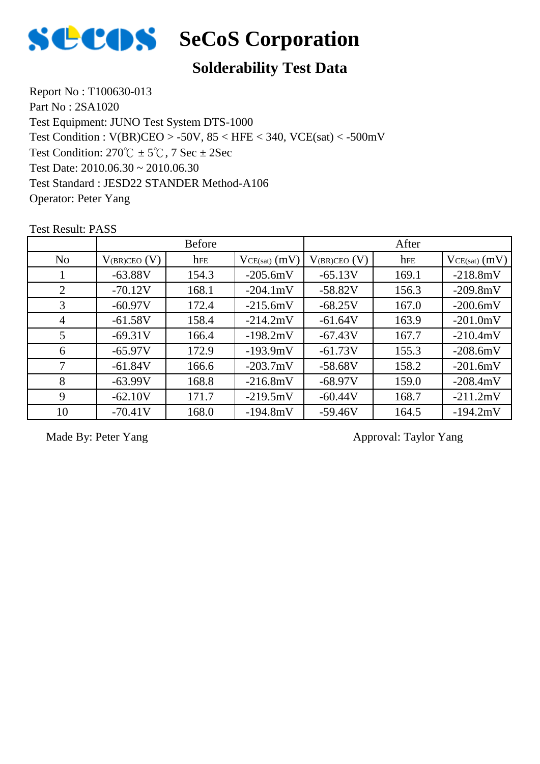# SeCoS Corporation

## Solderability Test Data

Report No : T100630-013
Part No : 2SA1020
Test Equipment: JUNO Test System DTS-1000
Test Condition : V(BR)CEO > -50V, 85 < HFE < 340, VCE(sat) < -500mV
Test Condition: 270℃ ± 5℃, 7 Sec ± 2Sec
Test Date: 2010.06.30 ~ 2010.06.30
Test Standard : JESD22 STANDER Method-A106
Operator: Peter Yang

Test Result: PASS

| | Before | | | After | | |
|---|---|---|---|---|---|---|
| No | $V_{(BR)CEO}$ (V) | $h_{FE}$ | $V_{CE(sat)}$ (mV) | $V_{(BR)CEO}$ (V) | $h_{FE}$ | $V_{CE(sat)}$ (mV) |
| 1 | -63.88V | 154.3 | -205.6mV | -65.13V | 169.1 | -218.8mV |
| 2 | -70.12V | 168.1 | -204.1mV | -58.82V | 156.3 | -209.8mV |
| 3 | -60.97V | 172.4 | -215.6mV | -68.25V | 167.0 | -200.6mV |
| 4 | -61.58V | 158.4 | -214.2mV | -61.64V | 163.9 | -201.0mV |
| 5 | -69.31V | 166.4 | -198.2mV | -67.43V | 167.7 | -210.4mV |
| 6 | -65.97V | 172.9 | -193.9mV | -61.73V | 155.3 | -208.6mV |
| 7 | -61.84V | 166.6 | -203.7mV | -58.68V | 158.2 | -201.6mV |
| 8 | -63.99V | 168.8 | -216.8mV | -68.97V | 159.0 | -208.4mV |
| 9 | -62.10V | 171.7 | -219.5mV | -60.44V | 168.7 | -211.2mV |
| 10 | -70.41V | 168.0 | -194.8mV | -59.46V | 164.5 | -194.2mV |

Made By: Peter Yang

Approval: Taylor Yang